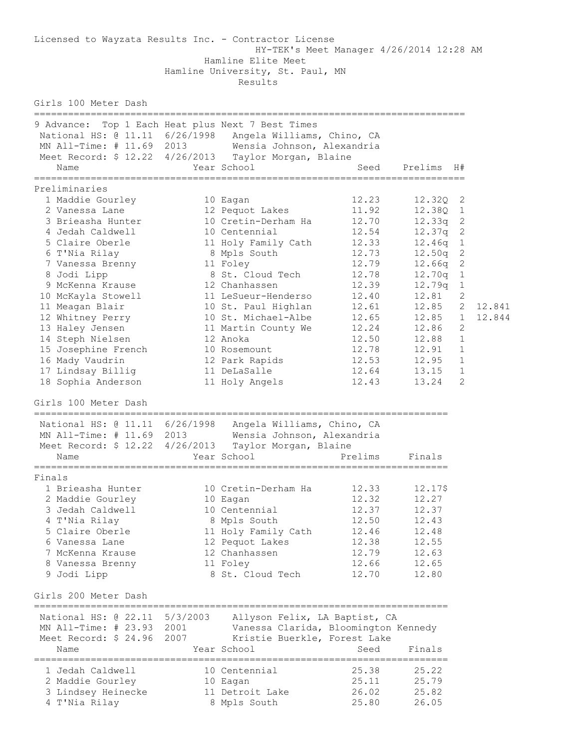Licensed to Wayzata Results Inc. - Contractor License
HY-TEK's Meet Manager 4/26/2014 12:28 AM

# Hamline Elite Meet

## Hamline University, St. Paul, MN

### Results

## Girls 100 Meter Dash

9 Advance: Top 1 Each Heat plus Next 7 Best Times
National HS: @ 11.11 6/26/1998 Angela Williams, Chino, CA
MN All-Time: # 11.69 2013 Wensia Johnson, Alexandria
Meet Record: $ 12.22 4/26/2013 Taylor Morgan, Blaine

**Preliminaries**

| Place | Name | Year | School | Seed | Prelims | H# | |
|---|---|---|---|---|---|---|---|
| 1 | Maddie Gourley | 10 | Eagan | 12.23 | 12.32Q | 2 | |
| 2 | Vanessa Lane | 12 | Pequot Lakes | 11.92 | 12.38Q | 1 | |
| 3 | Brieasha Hunter | 10 | Cretin-Derham Ha | 12.70 | 12.33q | 2 | |
| 4 | Jedah Caldwell | 10 | Centennial | 12.54 | 12.37q | 2 | |
| 5 | Claire Oberle | 11 | Holy Family Cath | 12.33 | 12.46q | 1 | |
| 6 | T'Nia Rilay | 8 | Mpls South | 12.73 | 12.50q | 2 | |
| 7 | Vanessa Brenny | 11 | Foley | 12.79 | 12.66q | 2 | |
| 8 | Jodi Lipp | 8 | St. Cloud Tech | 12.78 | 12.70q | 1 | |
| 9 | McKenna Krause | 12 | Chanhassen | 12.39 | 12.79q | 1 | |
| 10 | McKayla Stowell | 11 | LeSueur-Henderso | 12.40 | 12.81 | 2 | |
| 11 | Meagan Blair | 10 | St. Paul Highlan | 12.61 | 12.85 | 2 | 12.841 |
| 12 | Whitney Perry | 10 | St. Michael-Albe | 12.65 | 12.85 | 1 | 12.844 |
| 13 | Haley Jensen | 11 | Martin County We | 12.24 | 12.86 | 2 | |
| 14 | Steph Nielsen | 12 | Anoka | 12.50 | 12.88 | 1 | |
| 15 | Josephine French | 10 | Rosemount | 12.78 | 12.91 | 1 | |
| 16 | Mady Vaudrin | 12 | Park Rapids | 12.53 | 12.95 | 1 | |
| 17 | Lindsay Billig | 11 | DeLaSalle | 12.64 | 13.15 | 1 | |
| 18 | Sophia Anderson | 11 | Holy Angels | 12.43 | 13.24 | 2 | |

## Girls 100 Meter Dash

National HS: @ 11.11 6/26/1998 Angela Williams, Chino, CA
MN All-Time: # 11.69 2013 Wensia Johnson, Alexandria
Meet Record: $ 12.22 4/26/2013 Taylor Morgan, Blaine

**Finals**

| Place | Name | Year | School | Prelims | Finals |
|---|---|---|---|---|---|
| 1 | Brieasha Hunter | 10 | Cretin-Derham Ha | 12.33 | 12.17$ |
| 2 | Maddie Gourley | 10 | Eagan | 12.32 | 12.27 |
| 3 | Jedah Caldwell | 10 | Centennial | 12.37 | 12.37 |
| 4 | T'Nia Rilay | 8 | Mpls South | 12.50 | 12.43 |
| 5 | Claire Oberle | 11 | Holy Family Cath | 12.46 | 12.48 |
| 6 | Vanessa Lane | 12 | Pequot Lakes | 12.38 | 12.55 |
| 7 | McKenna Krause | 12 | Chanhassen | 12.79 | 12.63 |
| 8 | Vanessa Brenny | 11 | Foley | 12.66 | 12.65 |
| 9 | Jodi Lipp | 8 | St. Cloud Tech | 12.70 | 12.80 |

## Girls 200 Meter Dash

National HS: @ 22.11 5/3/2003 Allyson Felix, LA Baptist, CA
MN All-Time: # 23.93 2001 Vanessa Clarida, Bloomington Kennedy
Meet Record: $ 24.96 2007 Kristie Buerkle, Forest Lake

| Place | Name | Year | School | Seed | Finals |
|---|---|---|---|---|---|
| 1 | Jedah Caldwell | 10 | Centennial | 25.38 | 25.22 |
| 2 | Maddie Gourley | 10 | Eagan | 25.11 | 25.79 |
| 3 | Lindsey Heinecke | 11 | Detroit Lake | 26.02 | 25.82 |
| 4 | T'Nia Rilay | 8 | Mpls South | 25.80 | 26.05 |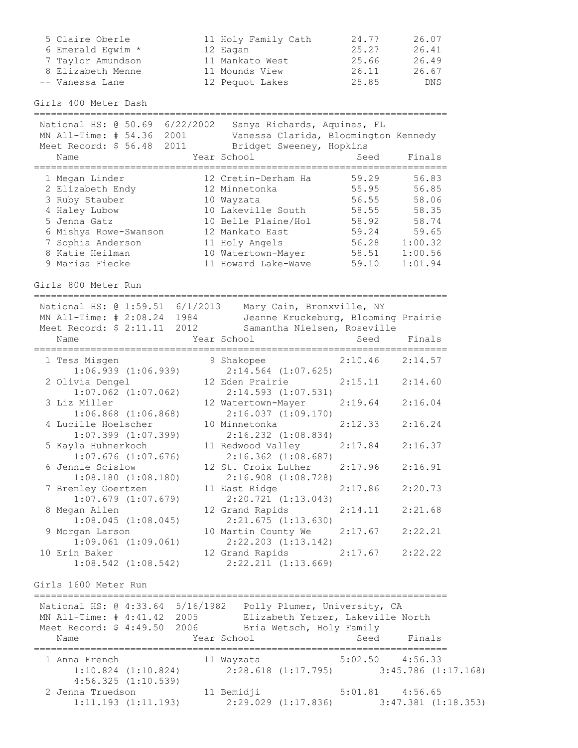| Place | Name | Year | School | Seed | Finals |
|---|---|---|---|---|---|
| 5 | Claire Oberle | 11 | Holy Family Cath | 24.77 | 26.07 |
| 6 | Emerald Egwim * | 12 | Eagan | 25.27 | 26.41 |
| 7 | Taylor Amundson | 11 | Mankato West | 25.66 | 26.49 |
| 8 | Elizabeth Menne | 11 | Mounds View | 26.11 | 26.67 |
| -- | Vanessa Lane | 12 | Pequot Lakes | 25.85 | DNS |

## Girls 400 Meter Dash

National HS: @ 50.69 6/22/2002 Sanya Richards, Aquinas, FL
MN All-Time: # 54.36 2001 Vanessa Clarida, Bloomington Kennedy
Meet Record: $ 56.48 2011 Bridget Sweeney, Hopkins

| Place | Name | Year | School | Seed | Finals |
|---|---|---|---|---|---|
| 1 | Megan Linder | 12 | Cretin-Derham Ha | 59.29 | 56.83 |
| 2 | Elizabeth Endy | 12 | Minnetonka | 55.95 | 56.85 |
| 3 | Ruby Stauber | 10 | Wayzata | 56.55 | 58.06 |
| 4 | Haley Lubow | 10 | Lakeville South | 58.55 | 58.35 |
| 5 | Jenna Gatz | 10 | Belle Plaine/Hol | 58.92 | 58.74 |
| 6 | Mishya Rowe-Swanson | 12 | Mankato East | 59.24 | 59.65 |
| 7 | Sophia Anderson | 11 | Holy Angels | 56.28 | 1:00.32 |
| 8 | Katie Heilman | 10 | Watertown-Mayer | 58.51 | 1:00.56 |
| 9 | Marisa Fiecke | 11 | Howard Lake-Wave | 59.10 | 1:01.94 |

## Girls 800 Meter Run

National HS: @ 1:59.51 6/1/2013 Mary Cain, Bronxville, NY
MN All-Time: # 2:08.24 1984 Jeanne Kruckeburg, Blooming Prairie
Meet Record: $ 2:11.11 2012 Samantha Nielsen, Roseville

| Place | Name | Year | School | Seed | Finals | Splits |
|---|---|---|---|---|---|---|
| 1 | Tess Misgen | 9 | Shakopee | 2:10.46 | 2:14.57 | 1:06.939 (1:06.939) 2:14.564 (1:07.625) |
| 2 | Olivia Dengel | 12 | Eden Prairie | 2:15.11 | 2:14.60 | 1:07.062 (1:07.062) 2:14.593 (1:07.531) |
| 3 | Liz Miller | 12 | Watertown-Mayer | 2:19.64 | 2:16.04 | 1:06.868 (1:06.868) 2:16.037 (1:09.170) |
| 4 | Lucille Hoelscher | 10 | Minnetonka | 2:12.33 | 2:16.24 | 1:07.399 (1:07.399) 2:16.232 (1:08.834) |
| 5 | Kayla Huhnerkoch | 11 | Redwood Valley | 2:17.84 | 2:16.37 | 1:07.676 (1:07.676) 2:16.362 (1:08.687) |
| 6 | Jennie Scislow | 12 | St. Croix Luther | 2:17.96 | 2:16.91 | 1:08.180 (1:08.180) 2:16.908 (1:08.728) |
| 7 | Brenley Goertzen | 11 | East Ridge | 2:17.86 | 2:20.73 | 1:07.679 (1:07.679) 2:20.721 (1:13.043) |
| 8 | Megan Allen | 12 | Grand Rapids | 2:14.11 | 2:21.68 | 1:08.045 (1:08.045) 2:21.675 (1:13.630) |
| 9 | Morgan Larson | 10 | Martin County We | 2:17.67 | 2:22.21 | 1:09.061 (1:09.061) 2:22.203 (1:13.142) |
| 10 | Erin Baker | 12 | Grand Rapids | 2:17.67 | 2:22.22 | 1:08.542 (1:08.542) 2:22.211 (1:13.669) |

## Girls 1600 Meter Run

National HS: @ 4:33.64 5/16/1982 Polly Plumer, University, CA
MN All-Time: # 4:41.42 2005 Elizabeth Yetzer, Lakeville North
Meet Record: $ 4:49.50 2006 Bria Wetsch, Holy Family

| Place | Name | Year | School | Seed | Finals | Splits |
|---|---|---|---|---|---|---|
| 1 | Anna French | 11 | Wayzata | 5:02.50 | 4:56.33 | 1:10.824 (1:10.824) 2:28.618 (1:17.795) 3:45.786 (1:17.168) 4:56.325 (1:10.539) |
| 2 | Jenna Truedson | 11 | Bemidji | 5:01.81 | 4:56.65 | 1:11.193 (1:11.193) 2:29.029 (1:17.836) 3:47.381 (1:18.353) |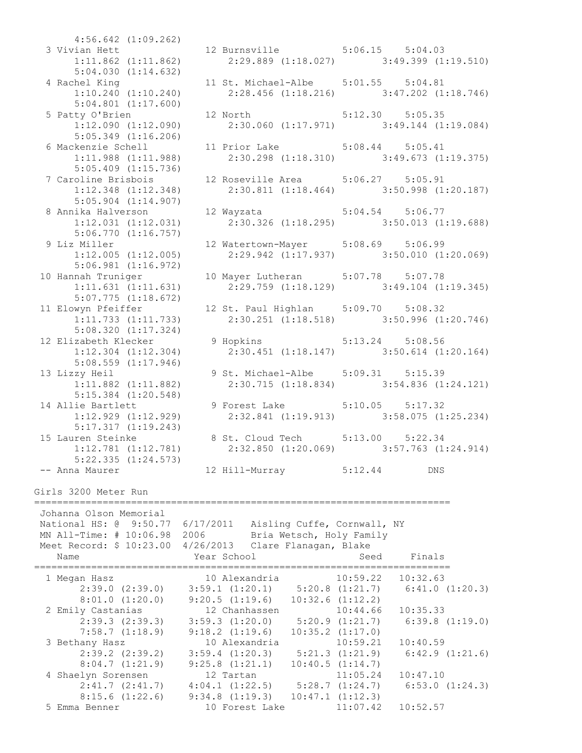```
      4:56.642 (1:09.262)
  3 Vivian Hett              12 Burnsville           5:06.15    5:04.03
      1:11.862 (1:11.862)      2:29.889 (1:18.027)      3:49.399 (1:19.510)
      5:04.030 (1:14.632)
  4 Rachel King              11 St. Michael-Albe     5:01.55    5:04.81
      1:10.240 (1:10.240)      2:28.456 (1:18.216)      3:47.202 (1:18.746)
      5:04.801 (1:17.600)
  5 Patty O'Brien            12 North                5:12.30    5:05.35
      1:12.090 (1:12.090)      2:30.060 (1:17.971)      3:49.144 (1:19.084)
      5:05.349 (1:16.206)
  6 Mackenzie Schell         11 Prior Lake           5:08.44    5:05.41
      1:11.988 (1:11.988)      2:30.298 (1:18.310)      3:49.673 (1:19.375)
      5:05.409 (1:15.736)
  7 Caroline Brisbois        12 Roseville Area       5:06.27    5:05.91
      1:12.348 (1:12.348)      2:30.811 (1:18.464)      3:50.998 (1:20.187)
      5:05.904 (1:14.907)
  8 Annika Halverson         12 Wayzata              5:04.54    5:06.77
      1:12.031 (1:12.031)      2:30.326 (1:18.295)      3:50.013 (1:19.688)
      5:06.770 (1:16.757)
  9 Liz Miller               12 Watertown-Mayer      5:08.69    5:06.99
      1:12.005 (1:12.005)      2:29.942 (1:17.937)      3:50.010 (1:20.069)
      5:06.981 (1:16.972)
 10 Hannah Truniger          10 Mayer Lutheran       5:07.78    5:07.78
      1:11.631 (1:11.631)      2:29.759 (1:18.129)      3:49.104 (1:19.345)
      5:07.775 (1:18.672)
 11 Elowyn Pfeiffer          12 St. Paul Highlan     5:09.70    5:08.32
      1:11.733 (1:11.733)      2:30.251 (1:18.518)      3:50.996 (1:20.746)
      5:08.320 (1:17.324)
 12 Elizabeth Klecker         9 Hopkins              5:13.24    5:08.56
      1:12.304 (1:12.304)      2:30.451 (1:18.147)      3:50.614 (1:20.164)
      5:08.559 (1:17.946)
 13 Lizzy Heil                9 St. Michael-Albe     5:09.31    5:15.39
      1:11.882 (1:11.882)      2:30.715 (1:18.834)      3:54.836 (1:24.121)
      5:15.384 (1:20.548)
 14 Allie Bartlett            9 Forest Lake          5:10.05    5:17.32
      1:12.929 (1:12.929)      2:32.841 (1:19.913)      3:58.075 (1:25.234)
      5:17.317 (1:19.243)
 15 Lauren Steinke            8 St. Cloud Tech       5:13.00    5:22.34
      1:12.781 (1:12.781)      2:32.850 (1:20.069)      3:57.763 (1:24.914)
      5:22.335 (1:24.573)
 -- Anna Maurer              12 Hill-Murray          5:12.44        DNS
```

Girls 3200 Meter Run

```
=========================================================================
 Johanna Olson Memorial
 National HS: @  9:50.77  6/17/2011   Aisling Cuffe, Cornwall, NY
 MN All-Time: # 10:06.98  2006        Bria Wetsch, Holy Family
 Meet Record: $ 10:23.00  4/26/2013   Clare Flanagan, Blake
    Name                    Year School                   Seed     Finals
=========================================================================
  1 Megan Hasz                10 Alexandria          10:59.22   10:32.63
       2:39.0 (2:39.0)     3:59.1 (1:20.1)    5:20.8 (1:21.7)    6:41.0 (1:20.3)
       8:01.0 (1:20.0)     9:20.5 (1:19.6)   10:32.6 (1:12.2)
  2 Emily Castanias           12 Chanhassen          10:44.66   10:35.33
       2:39.3 (2:39.3)     3:59.3 (1:20.0)    5:20.9 (1:21.7)    6:39.8 (1:19.0)
       7:58.7 (1:18.9)     9:18.2 (1:19.6)   10:35.2 (1:17.0)
  3 Bethany Hasz              10 Alexandria          10:59.21   10:40.59
       2:39.2 (2:39.2)     3:59.4 (1:20.3)    5:21.3 (1:21.9)    6:42.9 (1:21.6)
       8:04.7 (1:21.9)     9:25.8 (1:21.1)   10:40.5 (1:14.7)
  4 Shaelyn Sorensen          12 Tartan              11:05.24   10:47.10
       2:41.7 (2:41.7)     4:04.1 (1:22.5)    5:28.7 (1:24.7)    6:53.0 (1:24.3)
       8:15.6 (1:22.6)     9:34.8 (1:19.3)   10:47.1 (1:12.3)
  5 Emma Benner               10 Forest Lake         11:07.42   10:52.57
```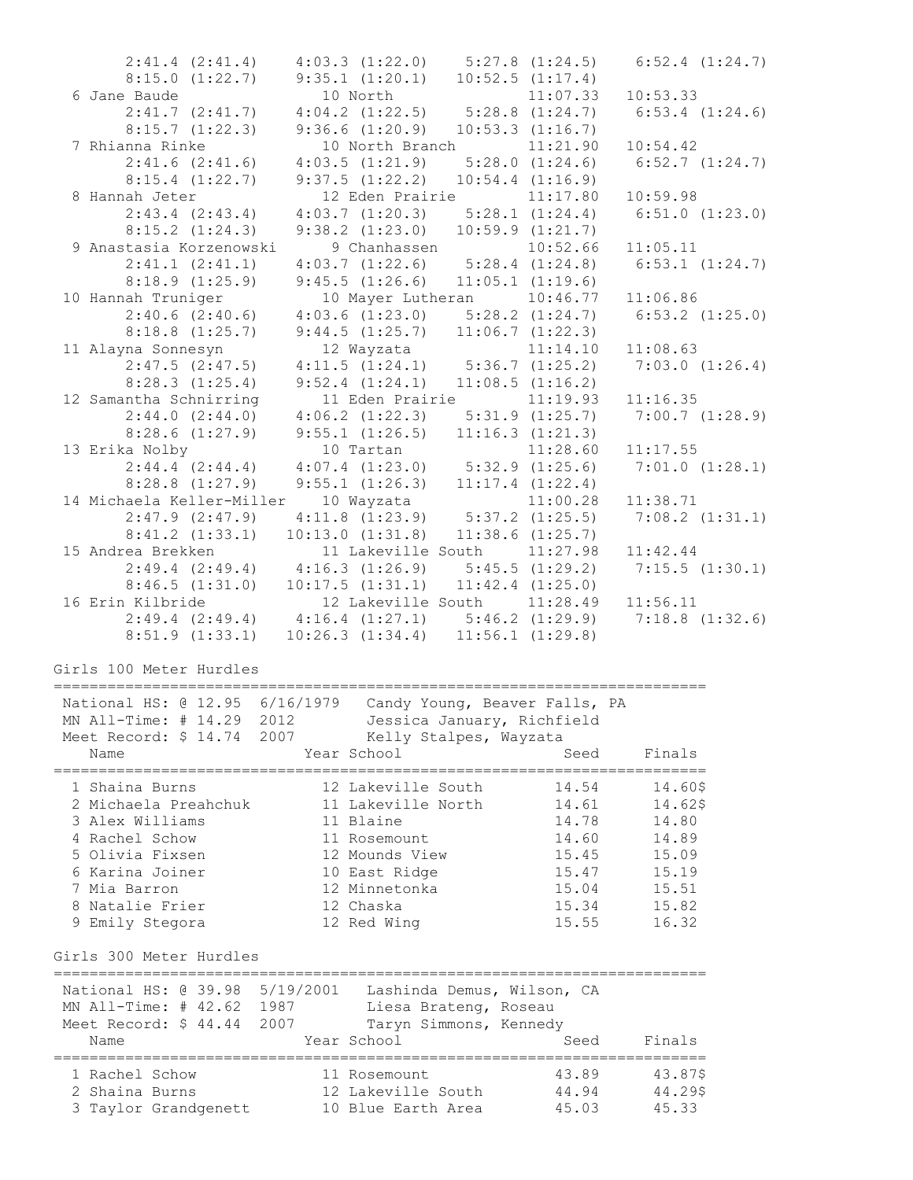```
       2:41.4 (2:41.4)    4:03.3 (1:22.0)    5:27.8 (1:24.5)    6:52.4 (1:24.7)
       8:15.0 (1:22.7)    9:35.1 (1:20.1)   10:52.5 (1:17.4)
  6 Jane Baude               10 North              11:07.33   10:53.33
       2:41.7 (2:41.7)    4:04.2 (1:22.5)    5:28.8 (1:24.7)    6:53.4 (1:24.6)
       8:15.7 (1:22.3)    9:36.6 (1:20.9)   10:53.3 (1:16.7)
  7 Rhianna Rinke            10 North Branch       11:21.90   10:54.42
       2:41.6 (2:41.6)    4:03.5 (1:21.9)    5:28.0 (1:24.6)    6:52.7 (1:24.7)
       8:15.4 (1:22.7)    9:37.5 (1:22.2)   10:54.4 (1:16.9)
  8 Hannah Jeter             12 Eden Prairie       11:17.80   10:59.98
       2:43.4 (2:43.4)    4:03.7 (1:20.3)    5:28.1 (1:24.4)    6:51.0 (1:23.0)
       8:15.2 (1:24.3)    9:38.2 (1:23.0)   10:59.9 (1:21.7)
  9 Anastasia Korzenowski     9 Chanhassen         10:52.66   11:05.11
       2:41.1 (2:41.1)    4:03.7 (1:22.6)    5:28.4 (1:24.8)    6:53.1 (1:24.7)
       8:18.9 (1:25.9)    9:45.5 (1:26.6)   11:05.1 (1:19.6)
 10 Hannah Truniger          10 Mayer Lutheran     10:46.77   11:06.86
       2:40.6 (2:40.6)    4:03.6 (1:23.0)    5:28.2 (1:24.7)    6:53.2 (1:25.0)
       8:18.8 (1:25.7)    9:44.5 (1:25.7)   11:06.7 (1:22.3)
 11 Alayna Sonnesyn          12 Wayzata            11:14.10   11:08.63
       2:47.5 (2:47.5)    4:11.5 (1:24.1)    5:36.7 (1:25.2)    7:03.0 (1:26.4)
       8:28.3 (1:25.4)    9:52.4 (1:24.1)   11:08.5 (1:16.2)
 12 Samantha Schnirring      11 Eden Prairie       11:19.93   11:16.35
       2:44.0 (2:44.0)    4:06.2 (1:22.3)    5:31.9 (1:25.7)    7:00.7 (1:28.9)
       8:28.6 (1:27.9)    9:55.1 (1:26.5)   11:16.3 (1:21.3)
 13 Erika Nolby              10 Tartan             11:28.60   11:17.55
       2:44.4 (2:44.4)    4:07.4 (1:23.0)    5:32.9 (1:25.6)    7:01.0 (1:28.1)
       8:28.8 (1:27.9)    9:55.1 (1:26.3)   11:17.4 (1:22.4)
 14 Michaela Keller-Miller   10 Wayzata            11:00.28   11:38.71
       2:47.9 (2:47.9)    4:11.8 (1:23.9)    5:37.2 (1:25.5)    7:08.2 (1:31.1)
       8:41.2 (1:33.1)   10:13.0 (1:31.8)   11:38.6 (1:25.7)
 15 Andrea Brekken           11 Lakeville South    11:27.98   11:42.44
       2:49.4 (2:49.4)    4:16.3 (1:26.9)    5:45.5 (1:29.2)    7:15.5 (1:30.1)
       8:46.5 (1:31.0)   10:17.5 (1:31.1)   11:42.4 (1:25.0)
 16 Erin Kilbride            12 Lakeville South    11:28.49   11:56.11
       2:49.4 (2:49.4)    4:16.4 (1:27.1)    5:46.2 (1:29.9)    7:18.8 (1:32.6)
       8:51.9 (1:33.1)   10:26.3 (1:34.4)   11:56.1 (1:29.8)
```

Girls 100 Meter Hurdles

```
=========================================================================
 National HS: @ 12.95  6/16/1979   Candy Young, Beaver Falls, PA
 MN All-Time: # 14.29  2012        Jessica January, Richfield
 Meet Record: $ 14.74  2007        Kelly Stalpes, Wayzata
    Name                    Year School                  Seed     Finals
=========================================================================
  1 Shaina Burns             12 Lakeville South         14.54     14.60$
  2 Michaela Preahchuk       11 Lakeville North         14.61     14.62$
  3 Alex Williams            11 Blaine                  14.78     14.80
  4 Rachel Schow             11 Rosemount               14.60     14.89
  5 Olivia Fixsen            12 Mounds View             15.45     15.09
  6 Karina Joiner            10 East Ridge              15.47     15.19
  7 Mia Barron               12 Minnetonka              15.04     15.51
  8 Natalie Frier            12 Chaska                  15.34     15.82
  9 Emily Stegora            12 Red Wing                15.55     16.32
```

Girls 300 Meter Hurdles

```
=========================================================================
 National HS: @ 39.98  5/19/2001   Lashinda Demus, Wilson, CA
 MN All-Time: # 42.62  1987        Liesa Brateng, Roseau
 Meet Record: $ 44.44  2007        Taryn Simmons, Kennedy
    Name                    Year School                  Seed     Finals
=========================================================================
  1 Rachel Schow             11 Rosemount               43.89     43.87$
  2 Shaina Burns             12 Lakeville South         44.94     44.29$
  3 Taylor Grandgenett       10 Blue Earth Area         45.03     45.33
```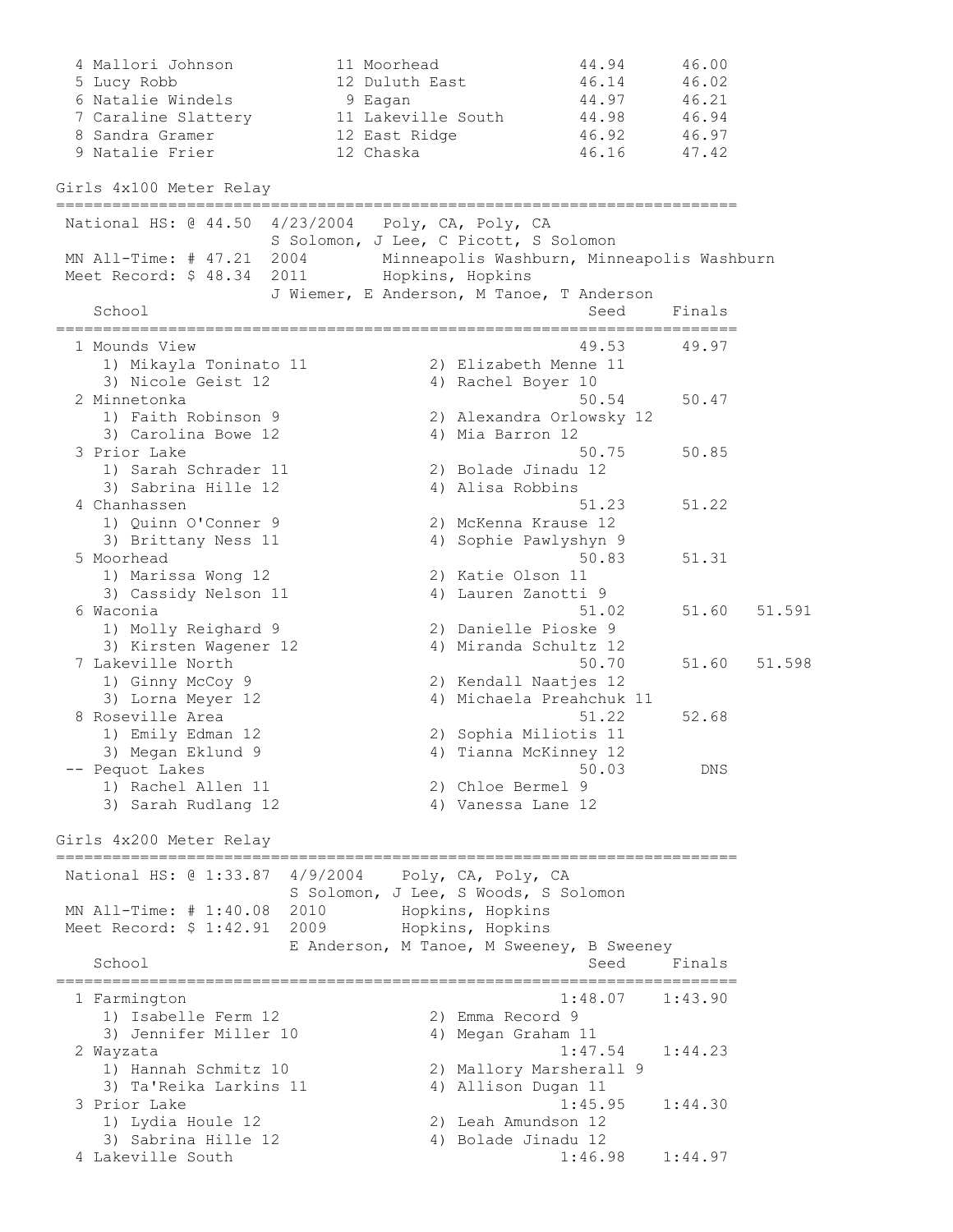| Place | Name | Year | School | Seed | Finals |
|---|---|---|---|---|---|
| 4 | Mallori Johnson | 11 | Moorhead | 44.94 | 46.00 |
| 5 | Lucy Robb | 12 | Duluth East | 46.14 | 46.02 |
| 6 | Natalie Windels | 9 | Eagan | 44.97 | 46.21 |
| 7 | Caraline Slattery | 11 | Lakeville South | 44.98 | 46.94 |
| 8 | Sandra Gramer | 12 | East Ridge | 46.92 | 46.97 |
| 9 | Natalie Frier | 12 | Chaska | 46.16 | 47.42 |

## Girls 4x100 Meter Relay

National HS: @ 44.50 4/23/2004 Poly, CA, Poly, CA
S Solomon, J Lee, C Picott, S Solomon
MN All-Time: # 47.21 2004 Minneapolis Washburn, Minneapolis Washburn
Meet Record: $ 48.34 2011 Hopkins, Hopkins
J Wiemer, E Anderson, M Tanoe, T Anderson

| Place | School | Seed | Finals | |
|---|---|---|---|---|
| 1 | Mounds View | 49.53 | 49.97 | |
| | 1) Mikayla Toninato 11, 2) Elizabeth Menne 11, 3) Nicole Geist 12, 4) Rachel Boyer 10 | | | |
| 2 | Minnetonka | 50.54 | 50.47 | |
| | 1) Faith Robinson 9, 2) Alexandra Orlowsky 12, 3) Carolina Bowe 12, 4) Mia Barron 12 | | | |
| 3 | Prior Lake | 50.75 | 50.85 | |
| | 1) Sarah Schrader 11, 2) Bolade Jinadu 12, 3) Sabrina Hille 12, 4) Alisa Robbins | | | |
| 4 | Chanhassen | 51.23 | 51.22 | |
| | 1) Quinn O'Conner 9, 2) McKenna Krause 12, 3) Brittany Ness 11, 4) Sophie Pawlyshyn 9 | | | |
| 5 | Moorhead | 50.83 | 51.31 | |
| | 1) Marissa Wong 12, 2) Katie Olson 11, 3) Cassidy Nelson 11, 4) Lauren Zanotti 9 | | | |
| 6 | Waconia | 51.02 | 51.60 | 51.591 |
| | 1) Molly Reighard 9, 2) Danielle Pioske 9, 3) Kirsten Wagener 12, 4) Miranda Schultz 12 | | | |
| 7 | Lakeville North | 50.70 | 51.60 | 51.598 |
| | 1) Ginny McCoy 9, 2) Kendall Naatjes 12, 3) Lorna Meyer 12, 4) Michaela Preahchuk 11 | | | |
| 8 | Roseville Area | 51.22 | 52.68 | |
| | 1) Emily Edman 12, 2) Sophia Miliotis 11, 3) Megan Eklund 9, 4) Tianna McKinney 12 | | | |
| -- | Pequot Lakes | 50.03 | DNS | |
| | 1) Rachel Allen 11, 2) Chloe Bermel 9, 3) Sarah Rudlang 12, 4) Vanessa Lane 12 | | | |

## Girls 4x200 Meter Relay

National HS: @ 1:33.87 4/9/2004 Poly, CA, Poly, CA
S Solomon, J Lee, S Woods, S Solomon
MN All-Time: # 1:40.08 2010 Hopkins, Hopkins
Meet Record: $ 1:42.91 2009 Hopkins, Hopkins
E Anderson, M Tanoe, M Sweeney, B Sweeney

| Place | School | Seed | Finals |
|---|---|---|---|
| 1 | Farmington | 1:48.07 | 1:43.90 |
| | 1) Isabelle Ferm 12, 2) Emma Record 9, 3) Jennifer Miller 10, 4) Megan Graham 11 | | |
| 2 | Wayzata | 1:47.54 | 1:44.23 |
| | 1) Hannah Schmitz 10, 2) Mallory Marsherall 9, 3) Ta'Reika Larkins 11, 4) Allison Dugan 11 | | |
| 3 | Prior Lake | 1:45.95 | 1:44.30 |
| | 1) Lydia Houle 12, 2) Leah Amundson 12, 3) Sabrina Hille 12, 4) Bolade Jinadu 12 | | |
| 4 | Lakeville South | 1:46.98 | 1:44.97 |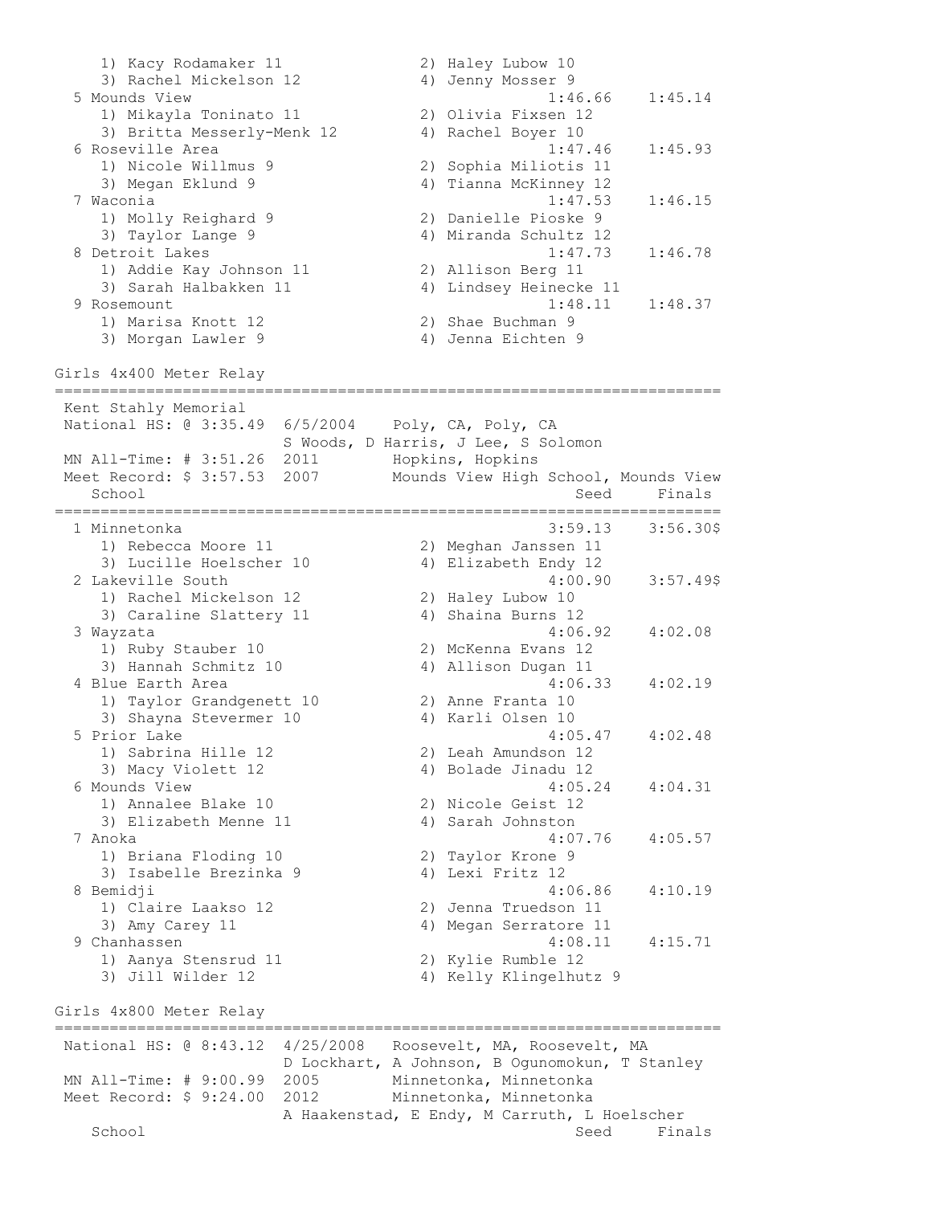```
    1) Kacy Rodamaker 11              2) Haley Lubow 10
    3) Rachel Mickelson 12            4) Jenny Mosser 9
  5 Mounds View                                     1:46.66    1:45.14
    1) Mikayla Toninato 11            2) Olivia Fixsen 12
    3) Britta Messerly-Menk 12        4) Rachel Boyer 10
  6 Roseville Area                                  1:47.46    1:45.93
    1) Nicole Willmus 9               2) Sophia Miliotis 11
    3) Megan Eklund 9                 4) Tianna McKinney 12
  7 Waconia                                         1:47.53    1:46.15
    1) Molly Reighard 9               2) Danielle Pioske 9
    3) Taylor Lange 9                 4) Miranda Schultz 12
  8 Detroit Lakes                                   1:47.73    1:46.78
    1) Addie Kay Johnson 11           2) Allison Berg 11
    3) Sarah Halbakken 11             4) Lindsey Heinecke 11
  9 Rosemount                                       1:48.11    1:48.37
    1) Marisa Knott 12                2) Shae Buchman 9
    3) Morgan Lawler 9                4) Jenna Eichten 9

Girls 4x400 Meter Relay
=========================================================================
 Kent Stahly Memorial
 National HS: @ 3:35.49  6/5/2004    Poly, CA, Poly, CA
                         S Woods, D Harris, J Lee, S Solomon
 MN All-Time: # 3:51.26  2011        Hopkins, Hopkins
 Meet Record: $ 3:57.53  2007        Mounds View High School, Mounds View
    School                                            Seed     Finals
=========================================================================
  1 Minnetonka                                      3:59.13    3:56.30$
    1) Rebecca Moore 11               2) Meghan Janssen 11
    3) Lucille Hoelscher 10           4) Elizabeth Endy 12
  2 Lakeville South                                 4:00.90    3:57.49$
    1) Rachel Mickelson 12            2) Haley Lubow 10
    3) Caraline Slattery 11           4) Shaina Burns 12
  3 Wayzata                                         4:06.92    4:02.08
    1) Ruby Stauber 10                2) McKenna Evans 12
    3) Hannah Schmitz 10              4) Allison Dugan 11
  4 Blue Earth Area                                 4:06.33    4:02.19
    1) Taylor Grandgenett 10          2) Anne Franta 10
    3) Shayna Stevermer 10            4) Karli Olsen 10
  5 Prior Lake                                      4:05.47    4:02.48
    1) Sabrina Hille 12               2) Leah Amundson 12
    3) Macy Violett 12                4) Bolade Jinadu 12
  6 Mounds View                                     4:05.24    4:04.31
    1) Annalee Blake 10               2) Nicole Geist 12
    3) Elizabeth Menne 11             4) Sarah Johnston
  7 Anoka                                           4:07.76    4:05.57
    1) Briana Floding 10              2) Taylor Krone 9
    3) Isabelle Brezinka 9            4) Lexi Fritz 12
  8 Bemidji                                         4:06.86    4:10.19
    1) Claire Laakso 12               2) Jenna Truedson 11
    3) Amy Carey 11                   4) Megan Serratore 11
  9 Chanhassen                                      4:08.11    4:15.71
    1) Aanya Stensrud 11              2) Kylie Rumble 12
    3) Jill Wilder 12                 4) Kelly Klingelhutz 9

Girls 4x800 Meter Relay
=========================================================================
 National HS: @ 8:43.12  4/25/2008   Roosevelt, MA, Roosevelt, MA
                         D Lockhart, A Johnson, B Ogunomokun, T Stanley
 MN All-Time: # 9:00.99  2005        Minnetonka, Minnetonka
 Meet Record: $ 9:24.00  2012        Minnetonka, Minnetonka
                         A Haakenstad, E Endy, M Carruth, L Hoelscher
    School                                            Seed     Finals
```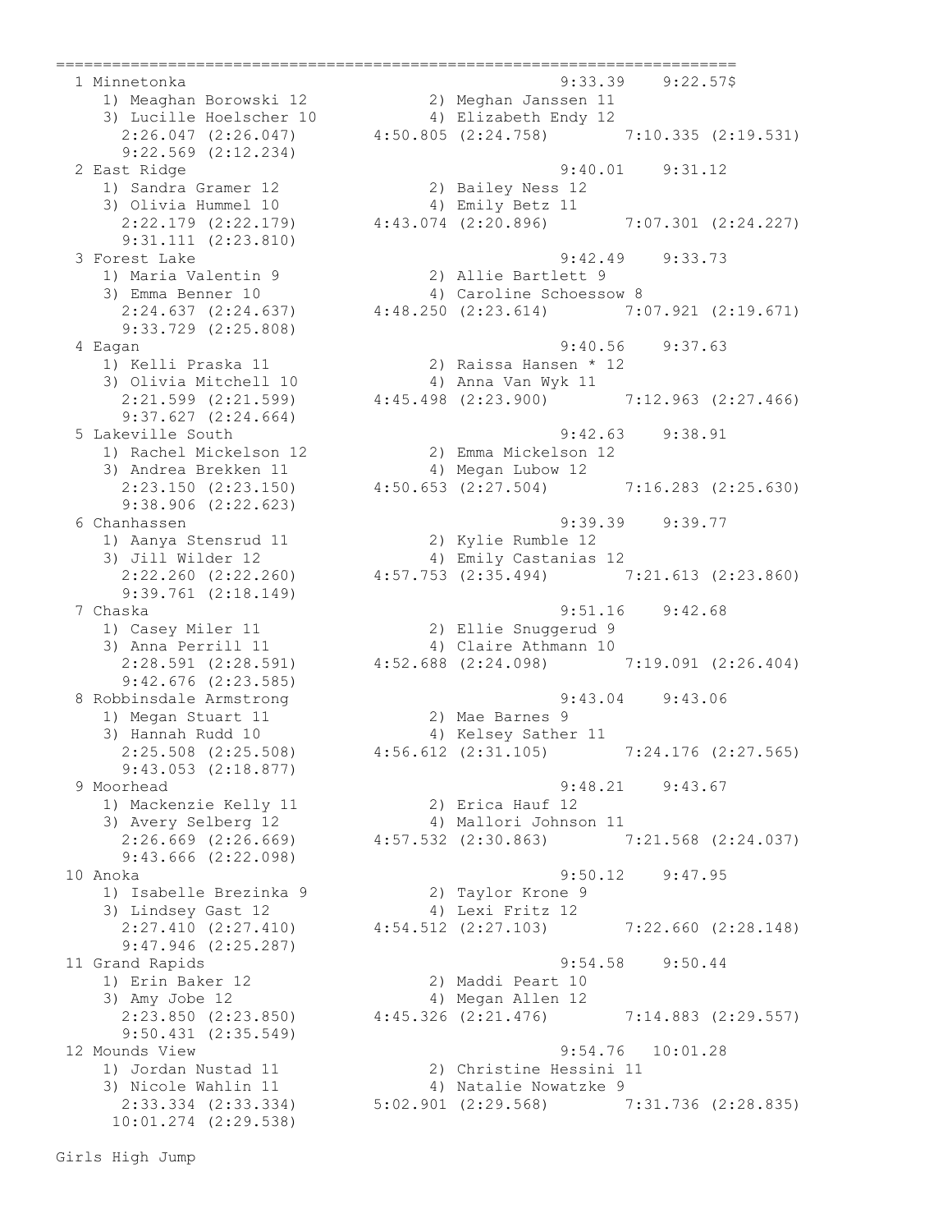```
=========================================================================
  1 Minnetonka                                          9:33.39    9:22.57$
     1) Meaghan Borowski 12           2) Meghan Janssen 11
     3) Lucille Hoelscher 10          4) Elizabeth Endy 12
       2:26.047 (2:26.047)      4:50.805 (2:24.758)        7:10.335 (2:19.531)
       9:22.569 (2:12.234)
  2 East Ridge                                          9:40.01    9:31.12
     1) Sandra Gramer 12              2) Bailey Ness 12
     3) Olivia Hummel 10              4) Emily Betz 11
       2:22.179 (2:22.179)      4:43.074 (2:20.896)        7:07.301 (2:24.227)
       9:31.111 (2:23.810)
  3 Forest Lake                                         9:42.49    9:33.73
     1) Maria Valentin 9              2) Allie Bartlett 9
     3) Emma Benner 10                4) Caroline Schoessow 8
       2:24.637 (2:24.637)      4:48.250 (2:23.614)        7:07.921 (2:19.671)
       9:33.729 (2:25.808)
  4 Eagan                                               9:40.56    9:37.63
     1) Kelli Praska 11               2) Raissa Hansen * 12
     3) Olivia Mitchell 10            4) Anna Van Wyk 11
       2:21.599 (2:21.599)      4:45.498 (2:23.900)        7:12.963 (2:27.466)
       9:37.627 (2:24.664)
  5 Lakeville South                                     9:42.63    9:38.91
     1) Rachel Mickelson 12           2) Emma Mickelson 12
     3) Andrea Brekken 11             4) Megan Lubow 12
       2:23.150 (2:23.150)      4:50.653 (2:27.504)        7:16.283 (2:25.630)
       9:38.906 (2:22.623)
  6 Chanhassen                                          9:39.39    9:39.77
     1) Aanya Stensrud 11             2) Kylie Rumble 12
     3) Jill Wilder 12                4) Emily Castanias 12
       2:22.260 (2:22.260)      4:57.753 (2:35.494)        7:21.613 (2:23.860)
       9:39.761 (2:18.149)
  7 Chaska                                              9:51.16    9:42.68
     1) Casey Miler 11                2) Ellie Snuggerud 9
     3) Anna Perrill 11               4) Claire Athmann 10
       2:28.591 (2:28.591)      4:52.688 (2:24.098)        7:19.091 (2:26.404)
       9:42.676 (2:23.585)
  8 Robbinsdale Armstrong                               9:43.04    9:43.06
     1) Megan Stuart 11               2) Mae Barnes 9
     3) Hannah Rudd 10                4) Kelsey Sather 11
       2:25.508 (2:25.508)      4:56.612 (2:31.105)        7:24.176 (2:27.565)
       9:43.053 (2:18.877)
  9 Moorhead                                            9:48.21    9:43.67
     1) Mackenzie Kelly 11            2) Erica Hauf 12
     3) Avery Selberg 12              4) Mallori Johnson 11
       2:26.669 (2:26.669)      4:57.532 (2:30.863)        7:21.568 (2:24.037)
       9:43.666 (2:22.098)
 10 Anoka                                               9:50.12    9:47.95
     1) Isabelle Brezinka 9           2) Taylor Krone 9
     3) Lindsey Gast 12               4) Lexi Fritz 12
       2:27.410 (2:27.410)      4:54.512 (2:27.103)        7:22.660 (2:28.148)
       9:47.946 (2:25.287)
 11 Grand Rapids                                        9:54.58    9:50.44
     1) Erin Baker 12                 2) Maddi Peart 10
     3) Amy Jobe 12                   4) Megan Allen 12
       2:23.850 (2:23.850)      4:45.326 (2:21.476)        7:14.883 (2:29.557)
       9:50.431 (2:35.549)
 12 Mounds View                                         9:54.76   10:01.28
     1) Jordan Nustad 11              2) Christine Hessini 11
     3) Nicole Wahlin 11              4) Natalie Nowatzke 9
       2:33.334 (2:33.334)      5:02.901 (2:29.568)        7:31.736 (2:28.835)
      10:01.274 (2:29.538)
```

Girls High Jump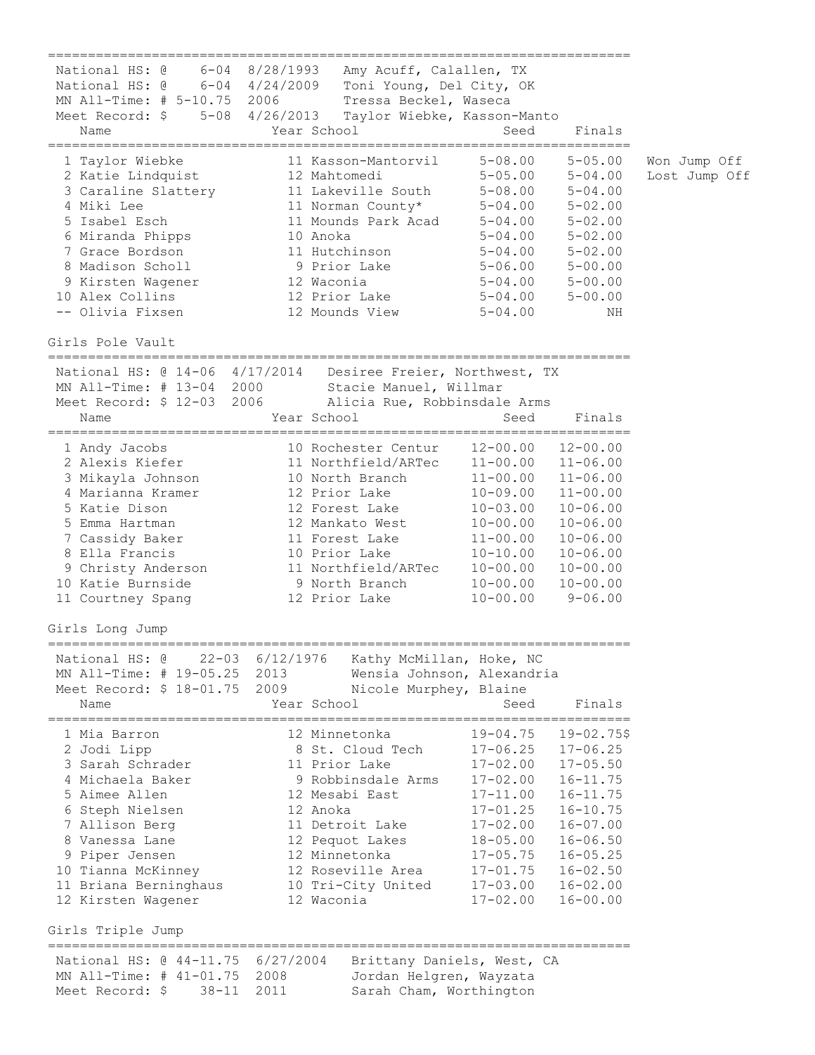National HS: @ 6-04 8/28/1993 Amy Acuff, Calallen, TX
National HS: @ 6-04 4/24/2009 Toni Young, Del City, OK
MN All-Time: # 5-10.75 2006 Tressa Beckel, Waseca
Meet Record: $ 5-08 4/26/2013 Taylor Wiebke, Kasson-Manto

| | Name | Year | School | Seed | Finals | |
|---|---|---|---|---|---|---|
| 1 | Taylor Wiebke | 11 | Kasson-Mantorvil | 5-08.00 | 5-05.00 | Won Jump Off |
| 2 | Katie Lindquist | 12 | Mahtomedi | 5-05.00 | 5-04.00 | Lost Jump Off |
| 3 | Caraline Slattery | 11 | Lakeville South | 5-08.00 | 5-04.00 | |
| 4 | Miki Lee | 11 | Norman County* | 5-04.00 | 5-02.00 | |
| 5 | Isabel Esch | 11 | Mounds Park Acad | 5-04.00 | 5-02.00 | |
| 6 | Miranda Phipps | 10 | Anoka | 5-04.00 | 5-02.00 | |
| 7 | Grace Bordson | 11 | Hutchinson | 5-04.00 | 5-02.00 | |
| 8 | Madison Scholl | 9 | Prior Lake | 5-06.00 | 5-00.00 | |
| 9 | Kirsten Wagener | 12 | Waconia | 5-04.00 | 5-00.00 | |
| 10 | Alex Collins | 12 | Prior Lake | 5-04.00 | 5-00.00 | |
| -- | Olivia Fixsen | 12 | Mounds View | 5-04.00 | NH | |

## Girls Pole Vault

National HS: @ 14-06 4/17/2014 Desiree Freier, Northwest, TX
MN All-Time: # 13-04 2000 Stacie Manuel, Willmar
Meet Record: $ 12-03 2006 Alicia Rue, Robbinsdale Arms

| | Name | Year | School | Seed | Finals |
|---|---|---|---|---|---|
| 1 | Andy Jacobs | 10 | Rochester Centur | 12-00.00 | 12-00.00 |
| 2 | Alexis Kiefer | 11 | Northfield/ARTec | 11-00.00 | 11-06.00 |
| 3 | Mikayla Johnson | 10 | North Branch | 11-00.00 | 11-06.00 |
| 4 | Marianna Kramer | 12 | Prior Lake | 10-09.00 | 11-00.00 |
| 5 | Katie Dison | 12 | Forest Lake | 10-03.00 | 10-06.00 |
| 5 | Emma Hartman | 12 | Mankato West | 10-00.00 | 10-06.00 |
| 7 | Cassidy Baker | 11 | Forest Lake | 11-00.00 | 10-06.00 |
| 8 | Ella Francis | 10 | Prior Lake | 10-10.00 | 10-06.00 |
| 9 | Christy Anderson | 11 | Northfield/ARTec | 10-00.00 | 10-00.00 |
| 10 | Katie Burnside | 9 | North Branch | 10-00.00 | 10-00.00 |
| 11 | Courtney Spang | 12 | Prior Lake | 10-00.00 | 9-06.00 |

## Girls Long Jump

National HS: @ 22-03 6/12/1976 Kathy McMillan, Hoke, NC
MN All-Time: # 19-05.25 2013 Wensia Johnson, Alexandria
Meet Record: $ 18-01.75 2009 Nicole Murphey, Blaine

| | Name | Year | School | Seed | Finals |
|---|---|---|---|---|---|
| 1 | Mia Barron | 12 | Minnetonka | 19-04.75 | 19-02.75$ |
| 2 | Jodi Lipp | 8 | St. Cloud Tech | 17-06.25 | 17-06.25 |
| 3 | Sarah Schrader | 11 | Prior Lake | 17-02.00 | 17-05.50 |
| 4 | Michaela Baker | 9 | Robbinsdale Arms | 17-02.00 | 16-11.75 |
| 5 | Aimee Allen | 12 | Mesabi East | 17-11.00 | 16-11.75 |
| 6 | Steph Nielsen | 12 | Anoka | 17-01.25 | 16-10.75 |
| 7 | Allison Berg | 11 | Detroit Lake | 17-02.00 | 16-07.00 |
| 8 | Vanessa Lane | 12 | Pequot Lakes | 18-05.00 | 16-06.50 |
| 9 | Piper Jensen | 12 | Minnetonka | 17-05.75 | 16-05.25 |
| 10 | Tianna McKinney | 12 | Roseville Area | 17-01.75 | 16-02.50 |
| 11 | Briana Berninghaus | 10 | Tri-City United | 17-03.00 | 16-02.00 |
| 12 | Kirsten Wagener | 12 | Waconia | 17-02.00 | 16-00.00 |

## Girls Triple Jump

National HS: @ 44-11.75 6/27/2004 Brittany Daniels, West, CA
MN All-Time: # 41-01.75 2008 Jordan Helgren, Wayzata
Meet Record: $ 38-11 2011 Sarah Cham, Worthington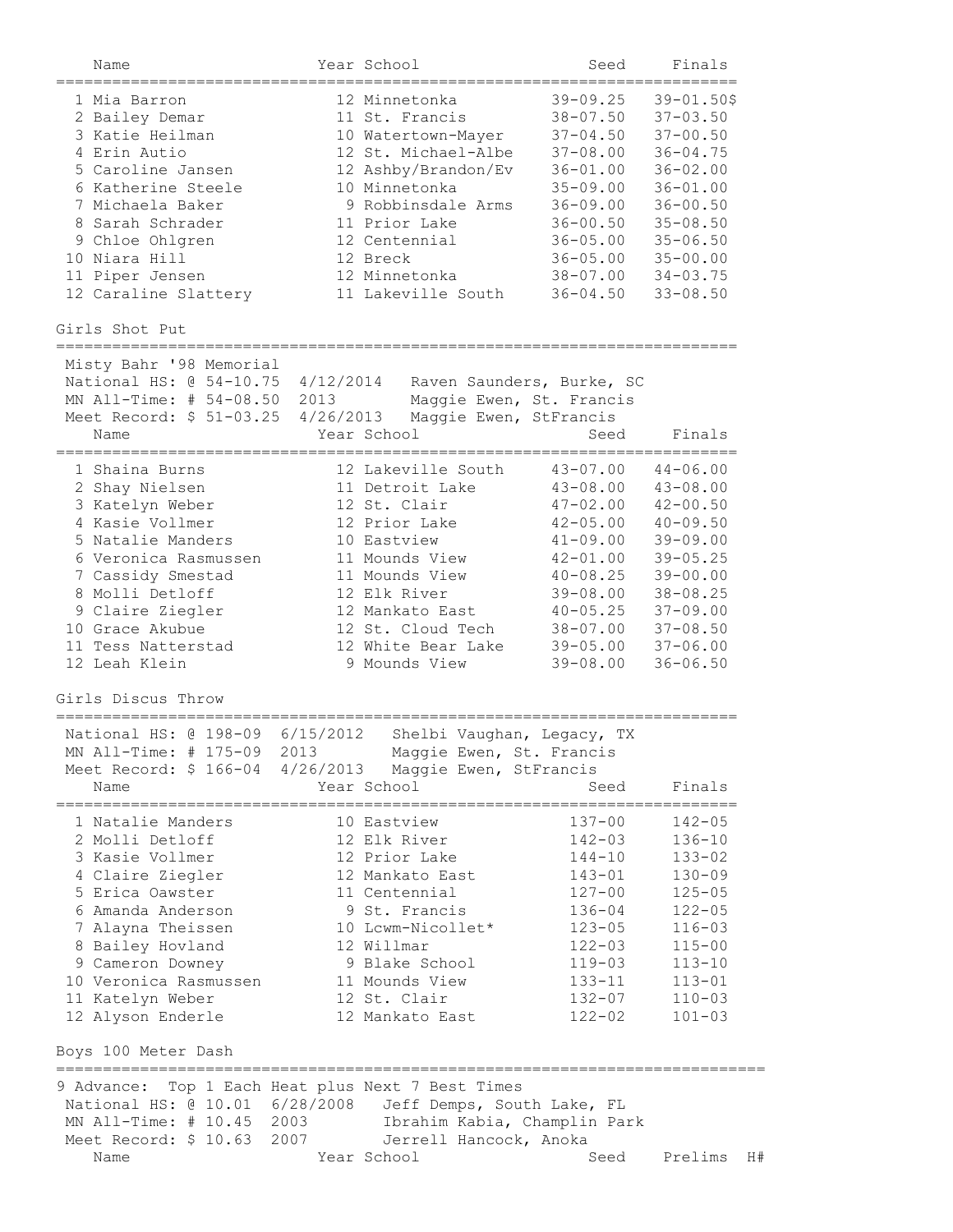| Place | Name | Year | School | Seed | Finals |
|---|---|---|---|---|---|
| 1 | Mia Barron | 12 | Minnetonka | 39-09.25 | 39-01.50$ |
| 2 | Bailey Demar | 11 | St. Francis | 38-07.50 | 37-03.50 |
| 3 | Katie Heilman | 10 | Watertown-Mayer | 37-04.50 | 37-00.50 |
| 4 | Erin Autio | 12 | St. Michael-Albe | 37-08.00 | 36-04.75 |
| 5 | Caroline Jansen | 12 | Ashby/Brandon/Ev | 36-01.00 | 36-02.00 |
| 6 | Katherine Steele | 10 | Minnetonka | 35-09.00 | 36-01.00 |
| 7 | Michaela Baker | 9 | Robbinsdale Arms | 36-09.00 | 36-00.50 |
| 8 | Sarah Schrader | 11 | Prior Lake | 36-00.50 | 35-08.50 |
| 9 | Chloe Ohlgren | 12 | Centennial | 36-05.00 | 35-06.50 |
| 10 | Niara Hill | 12 | Breck | 36-05.00 | 35-00.00 |
| 11 | Piper Jensen | 12 | Minnetonka | 38-07.00 | 34-03.75 |
| 12 | Caraline Slattery | 11 | Lakeville South | 36-04.50 | 33-08.50 |

## Girls Shot Put

Misty Bahr '98 Memorial
National HS: @ 54-10.75  4/12/2014  Raven Saunders, Burke, SC
MN All-Time: # 54-08.50  2013  Maggie Ewen, St. Francis
Meet Record: $ 51-03.25  4/26/2013  Maggie Ewen, StFrancis

| Place | Name | Year | School | Seed | Finals |
|---|---|---|---|---|---|
| 1 | Shaina Burns | 12 | Lakeville South | 43-07.00 | 44-06.00 |
| 2 | Shay Nielsen | 11 | Detroit Lake | 43-08.00 | 43-08.00 |
| 3 | Katelyn Weber | 12 | St. Clair | 47-02.00 | 42-00.50 |
| 4 | Kasie Vollmer | 12 | Prior Lake | 42-05.00 | 40-09.50 |
| 5 | Natalie Manders | 10 | Eastview | 41-09.00 | 39-09.00 |
| 6 | Veronica Rasmussen | 11 | Mounds View | 42-01.00 | 39-05.25 |
| 7 | Cassidy Smestad | 11 | Mounds View | 40-08.25 | 39-00.00 |
| 8 | Molli Detloff | 12 | Elk River | 39-08.00 | 38-08.25 |
| 9 | Claire Ziegler | 12 | Mankato East | 40-05.25 | 37-09.00 |
| 10 | Grace Akubue | 12 | St. Cloud Tech | 38-07.00 | 37-08.50 |
| 11 | Tess Natterstad | 12 | White Bear Lake | 39-05.00 | 37-06.00 |
| 12 | Leah Klein | 9 | Mounds View | 39-08.00 | 36-06.50 |

## Girls Discus Throw

National HS: @ 198-09  6/15/2012  Shelbi Vaughan, Legacy, TX
MN All-Time: # 175-09  2013  Maggie Ewen, St. Francis
Meet Record: $ 166-04  4/26/2013  Maggie Ewen, StFrancis

| Place | Name | Year | School | Seed | Finals |
|---|---|---|---|---|---|
| 1 | Natalie Manders | 10 | Eastview | 137-00 | 142-05 |
| 2 | Molli Detloff | 12 | Elk River | 142-03 | 136-10 |
| 3 | Kasie Vollmer | 12 | Prior Lake | 144-10 | 133-02 |
| 4 | Claire Ziegler | 12 | Mankato East | 143-01 | 130-09 |
| 5 | Erica Oawster | 11 | Centennial | 127-00 | 125-05 |
| 6 | Amanda Anderson | 9 | St. Francis | 136-04 | 122-05 |
| 7 | Alayna Theissen | 10 | Lcwm-Nicollet* | 123-05 | 116-03 |
| 8 | Bailey Hovland | 12 | Willmar | 122-03 | 115-00 |
| 9 | Cameron Downey | 9 | Blake School | 119-03 | 113-10 |
| 10 | Veronica Rasmussen | 11 | Mounds View | 133-11 | 113-01 |
| 11 | Katelyn Weber | 12 | St. Clair | 132-07 | 110-03 |
| 12 | Alyson Enderle | 12 | Mankato East | 122-02 | 101-03 |

## Boys 100 Meter Dash

9 Advance: Top 1 Each Heat plus Next 7 Best Times
National HS: @ 10.01  6/28/2008  Jeff Demps, South Lake, FL
MN All-Time: # 10.45  2003  Ibrahim Kabia, Champlin Park
Meet Record: $ 10.63  2007  Jerrell Hancock, Anoka

| Name | Year | School | Seed | Prelims | H# |
|---|---|---|---|---|---|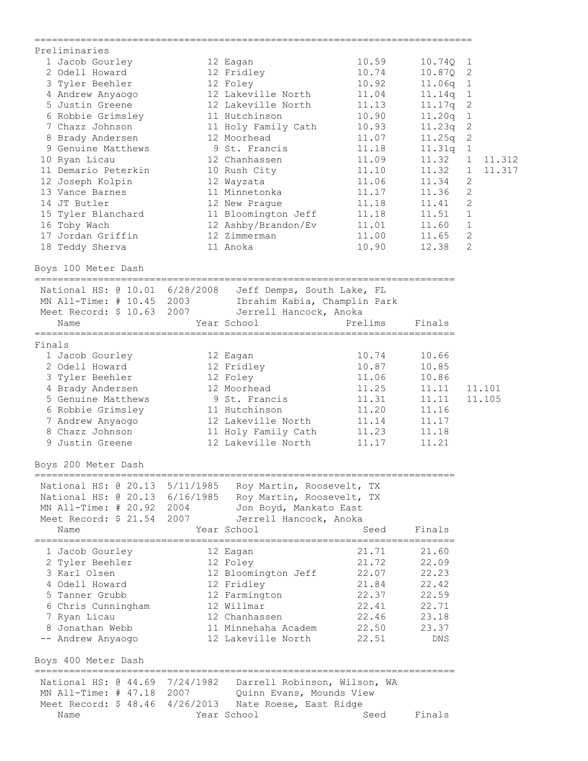## Preliminaries

| Place | Name | Year | School | Seed | Prelims | Heat | |
|---|---|---|---|---|---|---|---|
| 1 | Jacob Gourley | 12 | Eagan | 10.59 | 10.74Q | 1 | |
| 2 | Odell Howard | 12 | Fridley | 10.74 | 10.87Q | 2 | |
| 3 | Tyler Beehler | 12 | Foley | 10.92 | 11.06q | 1 | |
| 4 | Andrew Anyaogo | 12 | Lakeville North | 11.04 | 11.14q | 1 | |
| 5 | Justin Greene | 12 | Lakeville North | 11.13 | 11.17q | 2 | |
| 6 | Robbie Grimsley | 11 | Hutchinson | 10.90 | 11.20q | 1 | |
| 7 | Chazz Johnson | 11 | Holy Family Cath | 10.93 | 11.23q | 2 | |
| 8 | Brady Andersen | 12 | Moorhead | 11.07 | 11.25q | 2 | |
| 9 | Genuine Matthews | 9 | St. Francis | 11.18 | 11.31q | 1 | |
| 10 | Ryan Licau | 12 | Chanhassen | 11.09 | 11.32 | 1 | 11.312 |
| 11 | Demario Peterkin | 10 | Rush City | 11.10 | 11.32 | 1 | 11.317 |
| 12 | Joseph Kolpin | 12 | Wayzata | 11.06 | 11.34 | 2 | |
| 13 | Vance Barnes | 11 | Minnetonka | 11.17 | 11.36 | 2 | |
| 14 | JT Butler | 12 | New Prague | 11.18 | 11.41 | 2 | |
| 15 | Tyler Blanchard | 11 | Bloomington Jeff | 11.18 | 11.51 | 1 | |
| 16 | Toby Wach | 12 | Ashby/Brandon/Ev | 11.01 | 11.60 | 1 | |
| 17 | Jordan Griffin | 12 | Zimmerman | 11.00 | 11.65 | 2 | |
| 18 | Teddy Sherva | 11 | Anoka | 10.90 | 12.38 | 2 | |

## Boys 100 Meter Dash

National HS: @ 10.01 6/28/2008 Jeff Demps, South Lake, FL
MN All-Time: # 10.45 2003 Ibrahim Kabia, Champlin Park
Meet Record: $ 10.63 2007 Jerrell Hancock, Anoka

### Finals

| Place | Name | Year | School | Prelims | Finals | |
|---|---|---|---|---|---|---|
| 1 | Jacob Gourley | 12 | Eagan | 10.74 | 10.66 | |
| 2 | Odell Howard | 12 | Fridley | 10.87 | 10.85 | |
| 3 | Tyler Beehler | 12 | Foley | 11.06 | 10.86 | |
| 4 | Brady Andersen | 12 | Moorhead | 11.25 | 11.11 | 11.101 |
| 5 | Genuine Matthews | 9 | St. Francis | 11.31 | 11.11 | 11.105 |
| 6 | Robbie Grimsley | 11 | Hutchinson | 11.20 | 11.16 | |
| 7 | Andrew Anyaogo | 12 | Lakeville North | 11.14 | 11.17 | |
| 8 | Chazz Johnson | 11 | Holy Family Cath | 11.23 | 11.18 | |
| 9 | Justin Greene | 12 | Lakeville North | 11.17 | 11.21 | |

## Boys 200 Meter Dash

National HS: @ 20.13 5/11/1985 Roy Martin, Roosevelt, TX
National HS: @ 20.13 6/16/1985 Roy Martin, Roosevelt, TX
MN All-Time: # 20.92 2004 Jon Boyd, Mankato East
Meet Record: $ 21.54 2007 Jerrell Hancock, Anoka

| Place | Name | Year | School | Seed | Finals |
|---|---|---|---|---|---|
| 1 | Jacob Gourley | 12 | Eagan | 21.71 | 21.60 |
| 2 | Tyler Beehler | 12 | Foley | 21.72 | 22.09 |
| 3 | Karl Olsen | 12 | Bloomington Jeff | 22.07 | 22.23 |
| 4 | Odell Howard | 12 | Fridley | 21.84 | 22.42 |
| 5 | Tanner Grubb | 12 | Farmington | 22.37 | 22.59 |
| 6 | Chris Cunningham | 12 | Willmar | 22.41 | 22.71 |
| 7 | Ryan Licau | 12 | Chanhassen | 22.46 | 23.18 |
| 8 | Jonathan Webb | 11 | Minnehaha Academ | 22.50 | 23.37 |
| -- | Andrew Anyaogo | 12 | Lakeville North | 22.51 | DNS |

## Boys 400 Meter Dash

National HS: @ 44.69 7/24/1982 Darrell Robinson, Wilson, WA
MN All-Time: # 47.18 2007 Quinn Evans, Mounds View
Meet Record: $ 48.46 4/26/2013 Nate Roese, East Ridge

| Name | Year | School | Seed | Finals |
|---|---|---|---|---|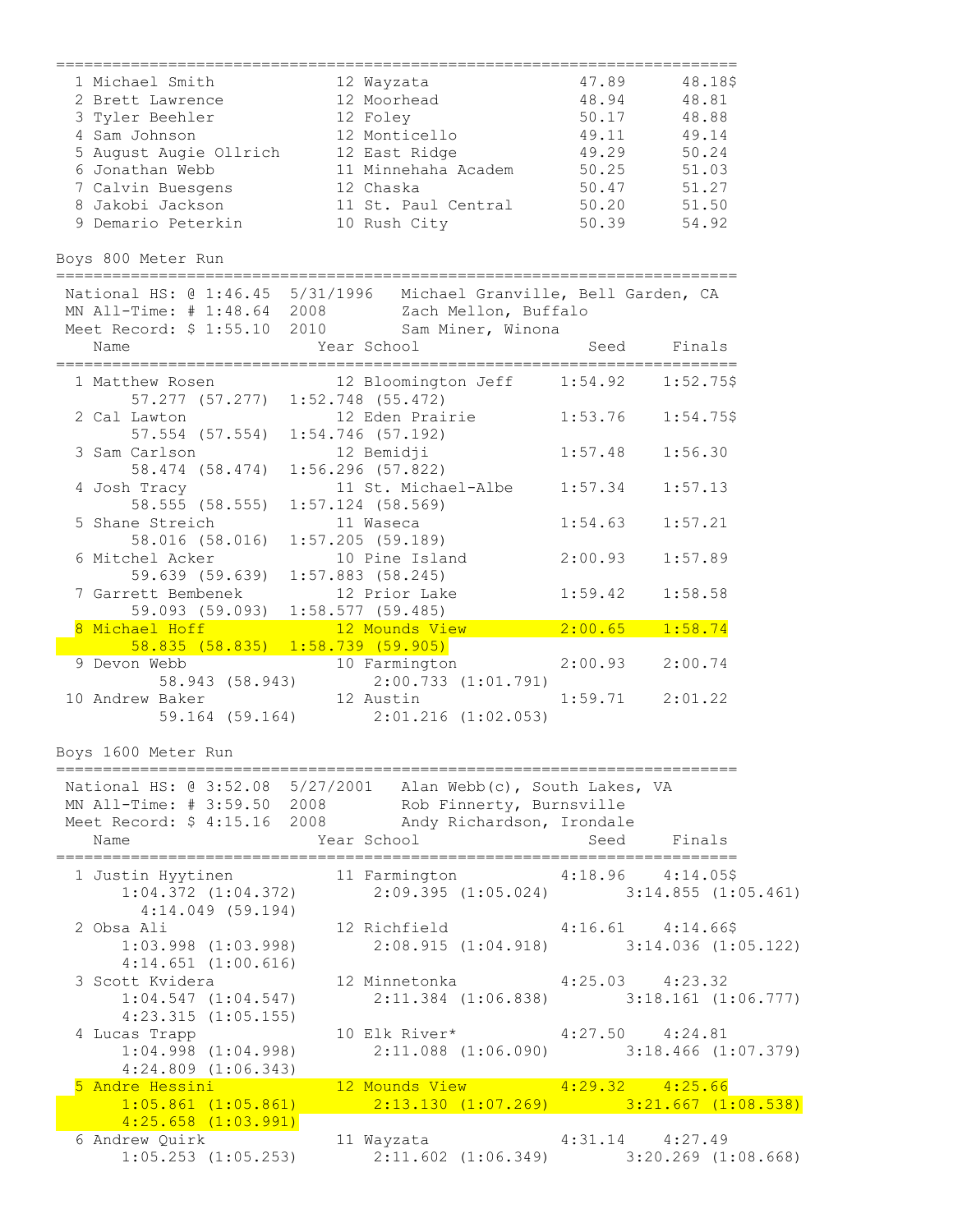| Place | Name | Year | School | Seed | Finals |
|---|---|---|---|---|---|
| 1 | Michael Smith | 12 | Wayzata | 47.89 | 48.18$ |
| 2 | Brett Lawrence | 12 | Moorhead | 48.94 | 48.81 |
| 3 | Tyler Beehler | 12 | Foley | 50.17 | 48.88 |
| 4 | Sam Johnson | 12 | Monticello | 49.11 | 49.14 |
| 5 | August Augie Ollrich | 12 | East Ridge | 49.29 | 50.24 |
| 6 | Jonathan Webb | 11 | Minnehaha Academ | 50.25 | 51.03 |
| 7 | Calvin Buesgens | 12 | Chaska | 50.47 | 51.27 |
| 8 | Jakobi Jackson | 11 | St. Paul Central | 50.20 | 51.50 |
| 9 | Demario Peterkin | 10 | Rush City | 50.39 | 54.92 |

## Boys 800 Meter Run

National HS: @ 1:46.45 5/31/1996 Michael Granville, Bell Garden, CA
MN All-Time: # 1:48.64 2008 Zach Mellon, Buffalo
Meet Record: $ 1:55.10 2010 Sam Miner, Winona

| Place | Name | Year | School | Seed | Finals | Splits |
|---|---|---|---|---|---|---|
| 1 | Matthew Rosen | 12 | Bloomington Jeff | 1:54.92 | 1:52.75$ | 57.277 (57.277) 1:52.748 (55.472) |
| 2 | Cal Lawton | 12 | Eden Prairie | 1:53.76 | 1:54.75$ | 57.554 (57.554) 1:54.746 (57.192) |
| 3 | Sam Carlson | 12 | Bemidji | 1:57.48 | 1:56.30 | 58.474 (58.474) 1:56.296 (57.822) |
| 4 | Josh Tracy | 11 | St. Michael-Albe | 1:57.34 | 1:57.13 | 58.555 (58.555) 1:57.124 (58.569) |
| 5 | Shane Streich | 11 | Waseca | 1:54.63 | 1:57.21 | 58.016 (58.016) 1:57.205 (59.189) |
| 6 | Mitchel Acker | 10 | Pine Island | 2:00.93 | 1:57.89 | 59.639 (59.639) 1:57.883 (58.245) |
| 7 | Garrett Bembenek | 12 | Prior Lake | 1:59.42 | 1:58.58 | 59.093 (59.093) 1:58.577 (59.485) |
| 8 | Michael Hoff | 12 | Mounds View | 2:00.65 | 1:58.74 | 58.835 (58.835) 1:58.739 (59.905) |
| 9 | Devon Webb | 10 | Farmington | 2:00.93 | 2:00.74 | 58.943 (58.943) 2:00.733 (1:01.791) |
| 10 | Andrew Baker | 12 | Austin | 1:59.71 | 2:01.22 | 59.164 (59.164) 2:01.216 (1:02.053) |

## Boys 1600 Meter Run

National HS: @ 3:52.08 5/27/2001 Alan Webb(c), South Lakes, VA
MN All-Time: # 3:59.50 2008 Rob Finnerty, Burnsville
Meet Record: $ 4:15.16 2008 Andy Richardson, Irondale

| Place | Name | Year | School | Seed | Finals | Splits |
|---|---|---|---|---|---|---|
| 1 | Justin Hyytinen | 11 | Farmington | 4:18.96 | 4:14.05$ | 1:04.372 (1:04.372) 2:09.395 (1:05.024) 3:14.855 (1:05.461) 4:14.049 (59.194) |
| 2 | Obsa Ali | 12 | Richfield | 4:16.61 | 4:14.66$ | 1:03.998 (1:03.998) 2:08.915 (1:04.918) 3:14.036 (1:05.122) 4:14.651 (1:00.616) |
| 3 | Scott Kvidera | 12 | Minnetonka | 4:25.03 | 4:23.32 | 1:04.547 (1:04.547) 2:11.384 (1:06.838) 3:18.161 (1:06.777) 4:23.315 (1:05.155) |
| 4 | Lucas Trapp | 10 | Elk River* | 4:27.50 | 4:24.81 | 1:04.998 (1:04.998) 2:11.088 (1:06.090) 3:18.466 (1:07.379) 4:24.809 (1:06.343) |
| 5 | Andre Hessini | 12 | Mounds View | 4:29.32 | 4:25.66 | 1:05.861 (1:05.861) 2:13.130 (1:07.269) 3:21.667 (1:08.538) 4:25.658 (1:03.991) |
| 6 | Andrew Quirk | 11 | Wayzata | 4:31.14 | 4:27.49 | 1:05.253 (1:05.253) 2:11.602 (1:06.349) 3:20.269 (1:08.668) |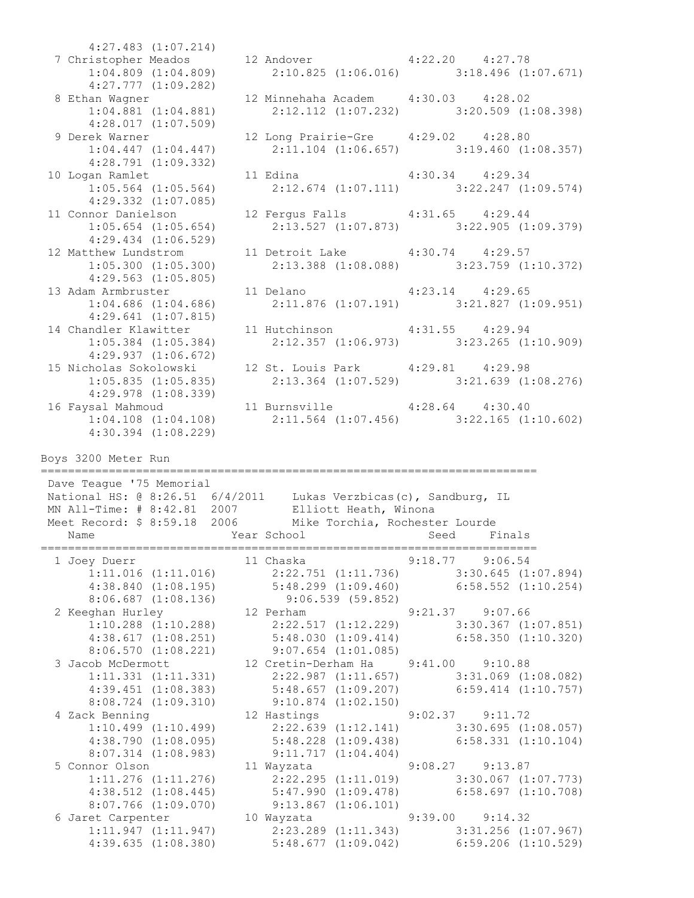```
      4:27.483 (1:07.214)
  7 Christopher Meados        12 Andover               4:22.20    4:27.78
      1:04.809 (1:04.809)       2:10.825 (1:06.016)       3:18.496 (1:07.671)
      4:27.777 (1:09.282)
  8 Ethan Wagner              12 Minnehaha Academ      4:30.03    4:28.02
      1:04.881 (1:04.881)       2:12.112 (1:07.232)       3:20.509 (1:08.398)
      4:28.017 (1:07.509)
  9 Derek Warner              12 Long Prairie-Gre      4:29.02    4:28.80
      1:04.447 (1:04.447)       2:11.104 (1:06.657)       3:19.460 (1:08.357)
      4:28.791 (1:09.332)
 10 Logan Ramlet              11 Edina                 4:30.34    4:29.34
      1:05.564 (1:05.564)       2:12.674 (1:07.111)       3:22.247 (1:09.574)
      4:29.332 (1:07.085)
 11 Connor Danielson          12 Fergus Falls          4:31.65    4:29.44
      1:05.654 (1:05.654)       2:13.527 (1:07.873)       3:22.905 (1:09.379)
      4:29.434 (1:06.529)
 12 Matthew Lundstrom         11 Detroit Lake          4:30.74    4:29.57
      1:05.300 (1:05.300)       2:13.388 (1:08.088)       3:23.759 (1:10.372)
      4:29.563 (1:05.805)
 13 Adam Armbruster           11 Delano                4:23.14    4:29.65
      1:04.686 (1:04.686)       2:11.876 (1:07.191)       3:21.827 (1:09.951)
      4:29.641 (1:07.815)
 14 Chandler Klawitter        11 Hutchinson            4:31.55    4:29.94
      1:05.384 (1:05.384)       2:12.357 (1:06.973)       3:23.265 (1:10.909)
      4:29.937 (1:06.672)
 15 Nicholas Sokolowski       12 St. Louis Park        4:29.81    4:29.98
      1:05.835 (1:05.835)       2:13.364 (1:07.529)       3:21.639 (1:08.276)
      4:29.978 (1:08.339)
 16 Faysal Mahmoud            11 Burnsville            4:28.64    4:30.40
      1:04.108 (1:04.108)       2:11.564 (1:07.456)       3:22.165 (1:10.602)
      4:30.394 (1:08.229)
```

## Boys 3200 Meter Run

```
=========================================================================
 Dave Teague '75 Memorial
 National HS: @ 8:26.51  6/4/2011    Lukas Verzbicas(c), Sandburg, IL
 MN All-Time: # 8:42.81  2007        Elliott Heath, Winona
 Meet Record: $ 8:59.18  2006        Mike Torchia, Rochester Lourde
    Name                    Year School                  Seed     Finals
=========================================================================
  1 Joey Duerr                11 Chaska                9:18.77    9:06.54
      1:11.016 (1:11.016)       2:22.751 (1:11.736)       3:30.645 (1:07.894)
      4:38.840 (1:08.195)       5:48.299 (1:09.460)       6:58.552 (1:10.254)
      8:06.687 (1:08.136)         9:06.539 (59.852)
  2 Keeghan Hurley            12 Perham                9:21.37    9:07.66
      1:10.288 (1:10.288)       2:22.517 (1:12.229)       3:30.367 (1:07.851)
      4:38.617 (1:08.251)       5:48.030 (1:09.414)       6:58.350 (1:10.320)
      8:06.570 (1:08.221)       9:07.654 (1:01.085)
  3 Jacob McDermott           12 Cretin-Derham Ha      9:41.00    9:10.88
      1:11.331 (1:11.331)       2:22.987 (1:11.657)       3:31.069 (1:08.082)
      4:39.451 (1:08.383)       5:48.657 (1:09.207)       6:59.414 (1:10.757)
      8:08.724 (1:09.310)       9:10.874 (1:02.150)
  4 Zack Benning              12 Hastings              9:02.37    9:11.72
      1:10.499 (1:10.499)       2:22.639 (1:12.141)       3:30.695 (1:08.057)
      4:38.790 (1:08.095)       5:48.228 (1:09.438)       6:58.331 (1:10.104)
      8:07.314 (1:08.983)       9:11.717 (1:04.404)
  5 Connor Olson              11 Wayzata               9:08.27    9:13.87
      1:11.276 (1:11.276)       2:22.295 (1:11.019)       3:30.067 (1:07.773)
      4:38.512 (1:08.445)       5:47.990 (1:09.478)       6:58.697 (1:10.708)
      8:07.766 (1:09.070)       9:13.867 (1:06.101)
  6 Jaret Carpenter           10 Wayzata               9:39.00    9:14.32
      1:11.947 (1:11.947)       2:23.289 (1:11.343)       3:31.256 (1:07.967)
      4:39.635 (1:08.380)       5:48.677 (1:09.042)       6:59.206 (1:10.529)
```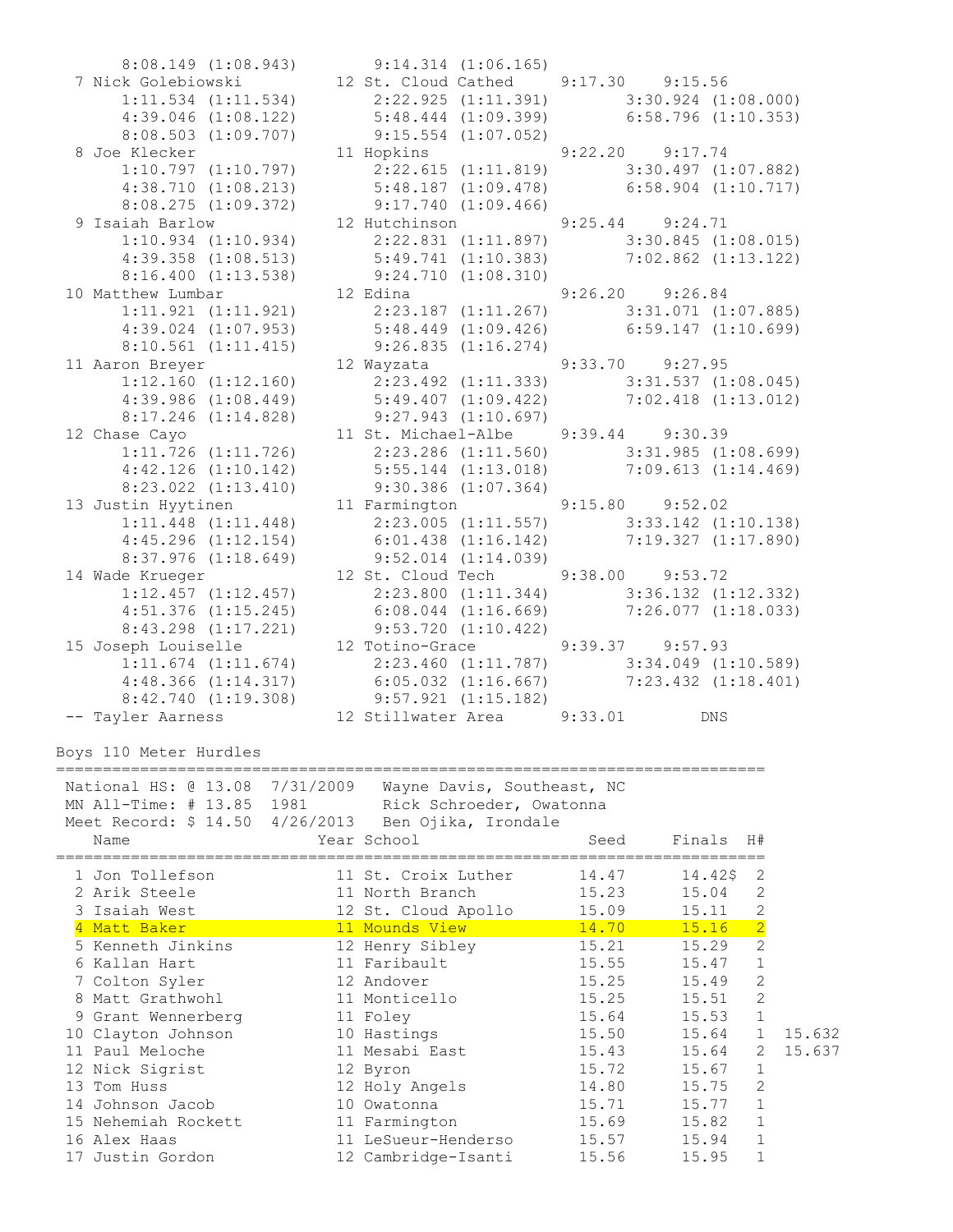```
      8:08.149 (1:08.943)       9:14.314 (1:06.165)
  7 Nick Golebiowski          12 St. Cloud Cathed      9:17.30    9:15.56
      1:11.534 (1:11.534)       2:22.925 (1:11.391)       3:30.924 (1:08.000)
      4:39.046 (1:08.122)       5:48.444 (1:09.399)       6:58.796 (1:10.353)
      8:08.503 (1:09.707)       9:15.554 (1:07.052)
  8 Joe Klecker               11 Hopkins               9:22.20    9:17.74
      1:10.797 (1:10.797)       2:22.615 (1:11.819)       3:30.497 (1:07.882)
      4:38.710 (1:08.213)       5:48.187 (1:09.478)       6:58.904 (1:10.717)
      8:08.275 (1:09.372)       9:17.740 (1:09.466)
  9 Isaiah Barlow             12 Hutchinson            9:25.44    9:24.71
      1:10.934 (1:10.934)       2:22.831 (1:11.897)       3:30.845 (1:08.015)
      4:39.358 (1:08.513)       5:49.741 (1:10.383)       7:02.862 (1:13.122)
      8:16.400 (1:13.538)       9:24.710 (1:08.310)
 10 Matthew Lumbar            12 Edina                 9:26.20    9:26.84
      1:11.921 (1:11.921)       2:23.187 (1:11.267)       3:31.071 (1:07.885)
      4:39.024 (1:07.953)       5:48.449 (1:09.426)       6:59.147 (1:10.699)
      8:10.561 (1:11.415)       9:26.835 (1:16.274)
 11 Aaron Breyer              12 Wayzata               9:33.70    9:27.95
      1:12.160 (1:12.160)       2:23.492 (1:11.333)       3:31.537 (1:08.045)
      4:39.986 (1:08.449)       5:49.407 (1:09.422)       7:02.418 (1:13.012)
      8:17.246 (1:14.828)       9:27.943 (1:10.697)
 12 Chase Cayo                11 St. Michael-Albe      9:39.44    9:30.39
      1:11.726 (1:11.726)       2:23.286 (1:11.560)       3:31.985 (1:08.699)
      4:42.126 (1:10.142)       5:55.144 (1:13.018)       7:09.613 (1:14.469)
      8:23.022 (1:13.410)       9:30.386 (1:07.364)
 13 Justin Hyytinen           11 Farmington            9:15.80    9:52.02
      1:11.448 (1:11.448)       2:23.005 (1:11.557)       3:33.142 (1:10.138)
      4:45.296 (1:12.154)       6:01.438 (1:16.142)       7:19.327 (1:17.890)
      8:37.976 (1:18.649)       9:52.014 (1:14.039)
 14 Wade Krueger              12 St. Cloud Tech        9:38.00    9:53.72
      1:12.457 (1:12.457)       2:23.800 (1:11.344)       3:36.132 (1:12.332)
      4:51.376 (1:15.245)       6:08.044 (1:16.669)       7:26.077 (1:18.033)
      8:43.298 (1:17.221)       9:53.720 (1:10.422)
 15 Joseph Louiselle          12 Totino-Grace          9:39.37    9:57.93
      1:11.674 (1:11.674)       2:23.460 (1:11.787)       3:34.049 (1:10.589)
      4:48.366 (1:14.317)       6:05.032 (1:16.667)       7:23.432 (1:18.401)
      8:42.740 (1:19.308)       9:57.921 (1:15.182)
 -- Tayler Aarness            12 Stillwater Area       9:33.01         DNS
```

## Boys 110 Meter Hurdles

```
=========================================================================
 National HS: @ 13.08  7/31/2009   Wayne Davis, Southeast, NC
 MN All-Time: # 13.85  1981        Rick Schroeder, Owatonna
 Meet Record: $ 14.50  4/26/2013   Ben Ojika, Irondale
    Name                    Year School                 Seed     Finals  H#
=========================================================================
  1 Jon Tollefson           11 St. Croix Luther        14.47     14.42$  2
  2 Arik Steele             11 North Branch            15.23     15.04   2
  3 Isaiah West             12 St. Cloud Apollo        15.09     15.11   2
  4 Matt Baker              11 Mounds View             14.70     15.16   2
  5 Kenneth Jinkins         12 Henry Sibley            15.21     15.29   2
  6 Kallan Hart             11 Faribault               15.55     15.47   1
  7 Colton Syler            12 Andover                 15.25     15.49   2
  8 Matt Grathwohl          11 Monticello              15.25     15.51   2
  9 Grant Wennerberg        11 Foley                   15.64     15.53   1
 10 Clayton Johnson         10 Hastings                15.50     15.64   1  15.632
 11 Paul Meloche            11 Mesabi East             15.43     15.64   2  15.637
 12 Nick Sigrist            12 Byron                   15.72     15.67   1
 13 Tom Huss                12 Holy Angels             14.80     15.75   2
 14 Johnson Jacob           10 Owatonna                15.71     15.77   1
 15 Nehemiah Rockett        11 Farmington              15.69     15.82   1
 16 Alex Haas               11 LeSueur-Henderso        15.57     15.94   1
 17 Justin Gordon           12 Cambridge-Isanti        15.56     15.95   1
```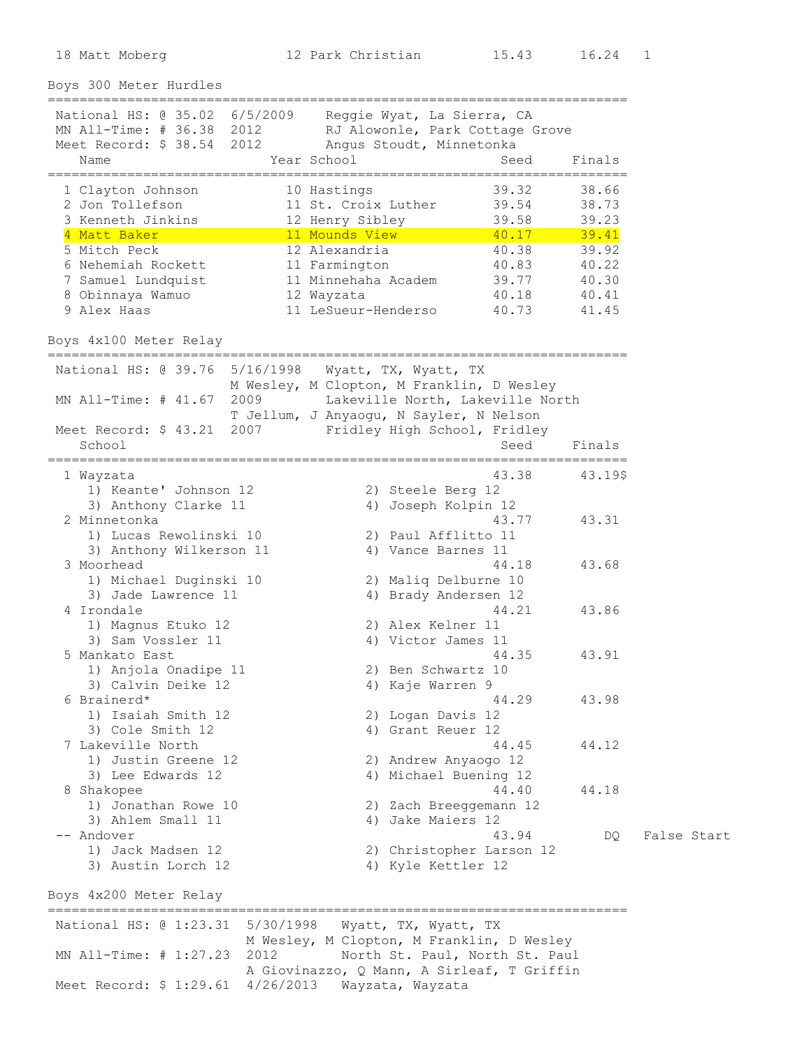18 Matt Moberg 12 Park Christian 15.43 16.24 1

## Boys 300 Meter Hurdles

National HS: @ 35.02 6/5/2009 Reggie Wyat, La Sierra, CA
MN All-Time: # 36.38 2012 RJ Alowonle, Park Cottage Grove
Meet Record: $ 38.54 2012 Angus Stoudt, Minnetonka

| Place | Name | Year | School | Seed | Finals |
|---|---|---|---|---|---|
| 1 | Clayton Johnson | 10 | Hastings | 39.32 | 38.66 |
| 2 | Jon Tollefson | 11 | St. Croix Luther | 39.54 | 38.73 |
| 3 | Kenneth Jinkins | 12 | Henry Sibley | 39.58 | 39.23 |
| 4 | Matt Baker | 11 | Mounds View | 40.17 | 39.41 |
| 5 | Mitch Peck | 12 | Alexandria | 40.38 | 39.92 |
| 6 | Nehemiah Rockett | 11 | Farmington | 40.83 | 40.22 |
| 7 | Samuel Lundquist | 11 | Minnehaha Academ | 39.77 | 40.30 |
| 8 | Obinnaya Wamuo | 12 | Wayzata | 40.18 | 40.41 |
| 9 | Alex Haas | 11 | LeSueur-Henderso | 40.73 | 41.45 |

## Boys 4x100 Meter Relay

National HS: @ 39.76 5/16/1998 Wyatt, TX, Wyatt, TX
M Wesley, M Clopton, M Franklin, D Wesley
MN All-Time: # 41.67 2009 Lakeville North, Lakeville North
T Jellum, J Anyaogu, N Sayler, N Nelson
Meet Record: $ 43.21 2007 Fridley High School, Fridley

| Place | School | Seed | Finals | |
|---|---|---|---|---|
| 1 | Wayzata | 43.38 | 43.19$ | |
| | 1) Keante' Johnson 12, 2) Steele Berg 12, 3) Anthony Clarke 11, 4) Joseph Kolpin 12 | | | |
| 2 | Minnetonka | 43.77 | 43.31 | |
| | 1) Lucas Rewolinski 10, 2) Paul Afflitto 11, 3) Anthony Wilkerson 11, 4) Vance Barnes 11 | | | |
| 3 | Moorhead | 44.18 | 43.68 | |
| | 1) Michael Duginski 10, 2) Maliq Delburne 10, 3) Jade Lawrence 11, 4) Brady Andersen 12 | | | |
| 4 | Irondale | 44.21 | 43.86 | |
| | 1) Magnus Etuko 12, 2) Alex Kelner 11, 3) Sam Vossler 11, 4) Victor James 11 | | | |
| 5 | Mankato East | 44.35 | 43.91 | |
| | 1) Anjola Onadipe 11, 2) Ben Schwartz 10, 3) Calvin Deike 12, 4) Kaje Warren 9 | | | |
| 6 | Brainerd* | 44.29 | 43.98 | |
| | 1) Isaiah Smith 12, 2) Logan Davis 12, 3) Cole Smith 12, 4) Grant Reuer 12 | | | |
| 7 | Lakeville North | 44.45 | 44.12 | |
| | 1) Justin Greene 12, 2) Andrew Anyaogo 12, 3) Lee Edwards 12, 4) Michael Buening 12 | | | |
| 8 | Shakopee | 44.40 | 44.18 | |
| | 1) Jonathan Rowe 10, 2) Zach Breeggemann 12, 3) Ahlem Small 11, 4) Jake Maiers 12 | | | |
| -- | Andover | 43.94 | DQ | False Start |
| | 1) Jack Madsen 12, 2) Christopher Larson 12, 3) Austin Lorch 12, 4) Kyle Kettler 12 | | | |

## Boys 4x200 Meter Relay

National HS: @ 1:23.31 5/30/1998 Wyatt, TX, Wyatt, TX
M Wesley, M Clopton, M Franklin, D Wesley
MN All-Time: # 1:27.23 2012 North St. Paul, North St. Paul
A Giovinazzo, Q Mann, A Sirleaf, T Griffin
Meet Record: $ 1:29.61 4/26/2013 Wayzata, Wayzata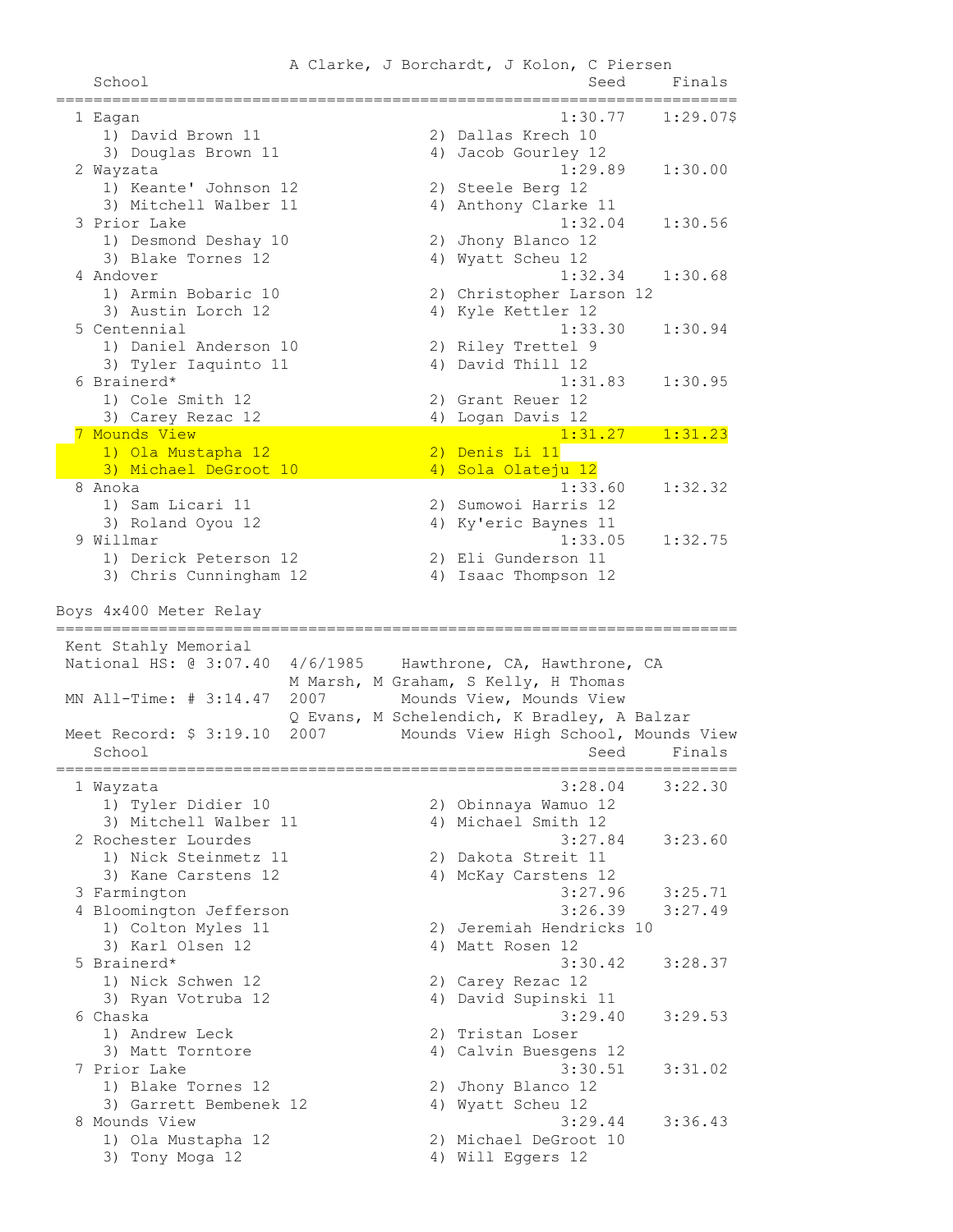A Clarke, J Borchardt, J Kolon, C Piersen

| Place | School | Seed | Finals |
|---|---|---|---|
| 1 | Eagan | 1:30.77 | 1:29.07$ |
| | 1) David Brown 11, 2) Dallas Krech 10, 3) Douglas Brown 11, 4) Jacob Gourley 12 | | |
| 2 | Wayzata | 1:29.89 | 1:30.00 |
| | 1) Keante' Johnson 12, 2) Steele Berg 12, 3) Mitchell Walber 11, 4) Anthony Clarke 11 | | |
| 3 | Prior Lake | 1:32.04 | 1:30.56 |
| | 1) Desmond Deshay 10, 2) Jhony Blanco 12, 3) Blake Tornes 12, 4) Wyatt Scheu 12 | | |
| 4 | Andover | 1:32.34 | 1:30.68 |
| | 1) Armin Bobaric 10, 2) Christopher Larson 12, 3) Austin Lorch 12, 4) Kyle Kettler 12 | | |
| 5 | Centennial | 1:33.30 | 1:30.94 |
| | 1) Daniel Anderson 10, 2) Riley Trettel 9, 3) Tyler Iaquinto 11, 4) David Thill 12 | | |
| 6 | Brainerd* | 1:31.83 | 1:30.95 |
| | 1) Cole Smith 12, 2) Grant Reuer 12, 3) Carey Rezac 12, 4) Logan Davis 12 | | |
| 7 | Mounds View | 1:31.27 | 1:31.23 |
| | 1) Ola Mustapha 12, 2) Denis Li 11, 3) Michael DeGroot 10, 4) Sola Olateju 12 | | |
| 8 | Anoka | 1:33.60 | 1:32.32 |
| | 1) Sam Licari 11, 2) Sumowoi Harris 12, 3) Roland Oyou 12, 4) Ky'eric Baynes 11 | | |
| 9 | Willmar | 1:33.05 | 1:32.75 |
| | 1) Derick Peterson 12, 2) Eli Gunderson 11, 3) Chris Cunningham 12, 4) Isaac Thompson 12 | | |

## Boys 4x400 Meter Relay

Kent Stahly Memorial

National HS: @ 3:07.40  4/6/1985  Hawthrone, CA, Hawthrone, CA
M Marsh, M Graham, S Kelly, H Thomas

MN All-Time: # 3:14.47  2007  Mounds View, Mounds View
Q Evans, M Schelendich, K Bradley, A Balzar

Meet Record: $ 3:19.10  2007  Mounds View High School, Mounds View

| Place | School | Seed | Finals |
|---|---|---|---|
| 1 | Wayzata | 3:28.04 | 3:22.30 |
| | 1) Tyler Didier 10, 2) Obinnaya Wamuo 12, 3) Mitchell Walber 11, 4) Michael Smith 12 | | |
| 2 | Rochester Lourdes | 3:27.84 | 3:23.60 |
| | 1) Nick Steinmetz 11, 2) Dakota Streit 11, 3) Kane Carstens 12, 4) McKay Carstens 12 | | |
| 3 | Farmington | 3:27.96 | 3:25.71 |
| 4 | Bloomington Jefferson | 3:26.39 | 3:27.49 |
| | 1) Colton Myles 11, 2) Jeremiah Hendricks 10, 3) Karl Olsen 12, 4) Matt Rosen 12 | | |
| 5 | Brainerd* | 3:30.42 | 3:28.37 |
| | 1) Nick Schwen 12, 2) Carey Rezac 12, 3) Ryan Votruba 12, 4) David Supinski 11 | | |
| 6 | Chaska | 3:29.40 | 3:29.53 |
| | 1) Andrew Leck, 2) Tristan Loser, 3) Matt Torntore, 4) Calvin Buesgens 12 | | |
| 7 | Prior Lake | 3:30.51 | 3:31.02 |
| | 1) Blake Tornes 12, 2) Jhony Blanco 12, 3) Garrett Bembenek 12, 4) Wyatt Scheu 12 | | |
| 8 | Mounds View | 3:29.44 | 3:36.43 |
| | 1) Ola Mustapha 12, 2) Michael DeGroot 10, 3) Tony Moga 12, 4) Will Eggers 12 | | |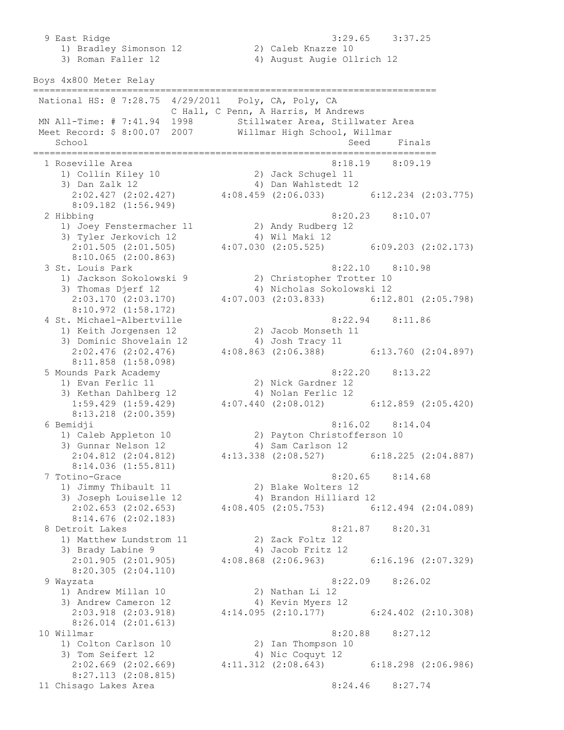```
  9 East Ridge                                          3:29.65    3:37.25
     1) Bradley Simonson 12            2) Caleb Knazze 10
     3) Roman Faller 12                4) August Augie Ollrich 12
```

## Boys 4x800 Meter Relay

```
========================================================================
 National HS: @ 7:28.75  4/29/2011   Poly, CA, Poly, CA
                         C Hall, C Penn, A Harris, M Andrews
 MN All-Time: # 7:41.94  1998        Stillwater Area, Stillwater Area
 Meet Record: $ 8:00.07  2007        Willmar High School, Willmar
    School                                               Seed     Finals
========================================================================
  1 Roseville Area                                      8:18.19    8:09.19
     1) Collin Kiley 10                2) Jack Schugel 11
     3) Dan Zalk 12                    4) Dan Wahlstedt 12
       2:02.427 (2:02.427)       4:08.459 (2:06.033)        6:12.234 (2:03.775)
       8:09.182 (1:56.949)
  2 Hibbing                                             8:20.23    8:10.07
     1) Joey Fenstermacher 11          2) Andy Rudberg 12
     3) Tyler Jerkovich 12             4) Wil Maki 12
       2:01.505 (2:01.505)       4:07.030 (2:05.525)        6:09.203 (2:02.173)
       8:10.065 (2:00.863)
  3 St. Louis Park                                      8:22.10    8:10.98
     1) Jackson Sokolowski 9           2) Christopher Trotter 10
     3) Thomas Djerf 12                4) Nicholas Sokolowski 12
       2:03.170 (2:03.170)       4:07.003 (2:03.833)        6:12.801 (2:05.798)
       8:10.972 (1:58.172)
  4 St. Michael-Albertville                             8:22.94    8:11.86
     1) Keith Jorgensen 12             2) Jacob Monseth 11
     3) Dominic Shovelain 12           4) Josh Tracy 11
       2:02.476 (2:02.476)       4:08.863 (2:06.388)        6:13.760 (2:04.897)
       8:11.858 (1:58.098)
  5 Mounds Park Academy                                 8:22.20    8:13.22
     1) Evan Ferlic 11                 2) Nick Gardner 12
     3) Kethan Dahlberg 12             4) Nolan Ferlic 12
       1:59.429 (1:59.429)       4:07.440 (2:08.012)        6:12.859 (2:05.420)
       8:13.218 (2:00.359)
  6 Bemidji                                             8:16.02    8:14.04
     1) Caleb Appleton 10              2) Payton Christofferson 10
     3) Gunnar Nelson 12               4) Sam Carlson 12
       2:04.812 (2:04.812)       4:13.338 (2:08.527)        6:18.225 (2:04.887)
       8:14.036 (1:55.811)
  7 Totino-Grace                                        8:20.65    8:14.68
     1) Jimmy Thibault 11              2) Blake Wolters 12
     3) Joseph Louiselle 12            4) Brandon Hilliard 12
       2:02.653 (2:02.653)       4:08.405 (2:05.753)        6:12.494 (2:04.089)
       8:14.676 (2:02.183)
  8 Detroit Lakes                                       8:21.87    8:20.31
     1) Matthew Lundstrom 11           2) Zack Foltz 12
     3) Brady Labine 9                 4) Jacob Fritz 12
       2:01.905 (2:01.905)       4:08.868 (2:06.963)        6:16.196 (2:07.329)
       8:20.305 (2:04.110)
  9 Wayzata                                             8:22.09    8:26.02
     1) Andrew Millan 10               2) Nathan Li 12
     3) Andrew Cameron 12              4) Kevin Myers 12
       2:03.918 (2:03.918)       4:14.095 (2:10.177)        6:24.402 (2:10.308)
       8:26.014 (2:01.613)
 10 Willmar                                             8:20.88    8:27.12
     1) Colton Carlson 10              2) Ian Thompson 10
     3) Tom Seifert 12                 4) Nic Coquyt 12
       2:02.669 (2:02.669)       4:11.312 (2:08.643)        6:18.298 (2:06.986)
       8:27.113 (2:08.815)
 11 Chisago Lakes Area                                  8:24.46    8:27.74
```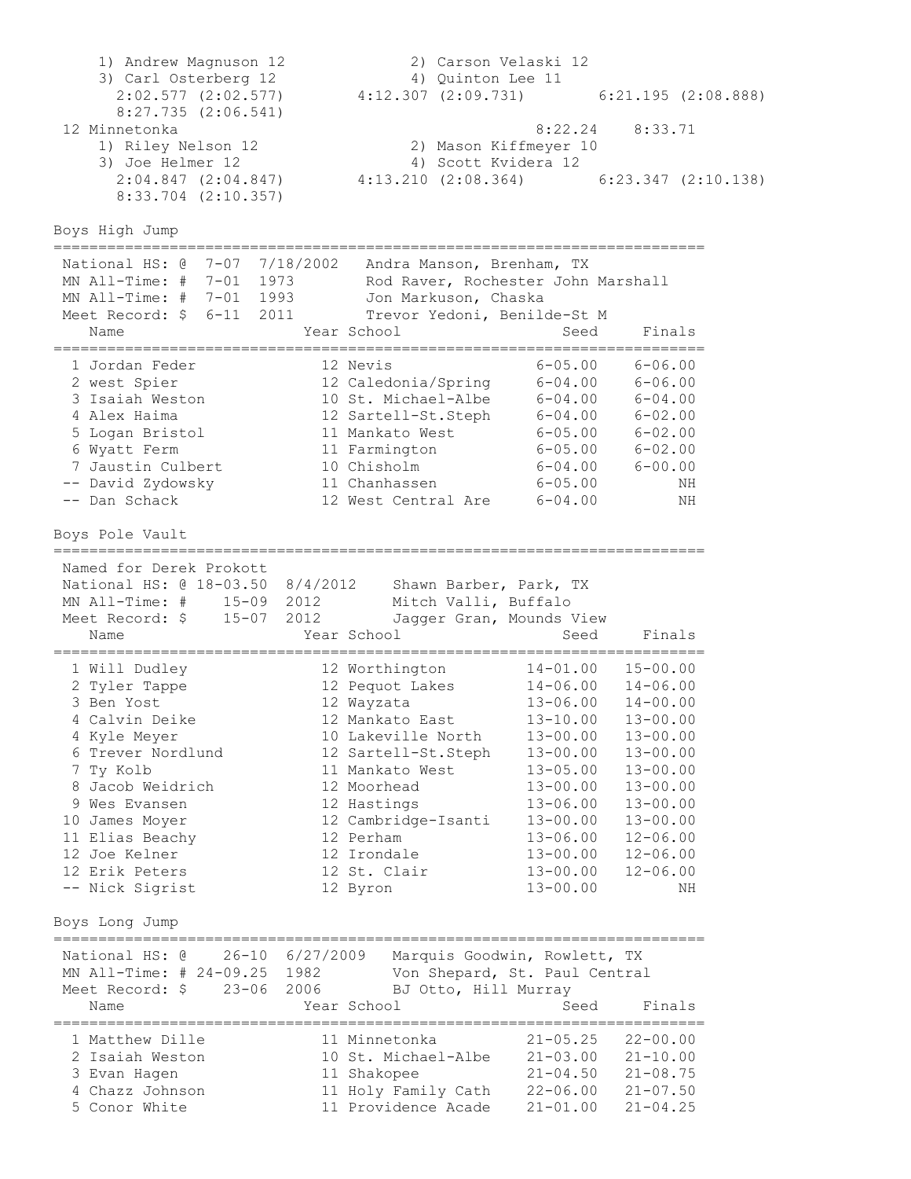1) Andrew Magnuson 12 2) Carson Velaski 12
3) Carl Osterberg 12 4) Quinton Lee 11
2:02.577 (2:02.577) 4:12.307 (2:09.731) 6:21.195 (2:08.888)
8:27.735 (2:06.541)

12 Minnetonka 8:22.24 8:33.71
1) Riley Nelson 12 2) Mason Kiffmeyer 10
3) Joe Helmer 12 4) Scott Kvidera 12
2:04.847 (2:04.847) 4:13.210 (2:08.364) 6:23.347 (2:10.138)
8:33.704 (2:10.357)

## Boys High Jump

National HS: @ 7-07 7/18/2002 Andra Manson, Brenham, TX
MN All-Time: # 7-01 1973 Rod Raver, Rochester John Marshall
MN All-Time: # 7-01 1993 Jon Markuson, Chaska
Meet Record: $ 6-11 2011 Trevor Yedoni, Benilde-St M

| | Name | Year | School | Seed | Finals |
|---|---|---|---|---|---|
| 1 | Jordan Feder | 12 | Nevis | 6-05.00 | 6-06.00 |
| 2 | west Spier | 12 | Caledonia/Spring | 6-04.00 | 6-06.00 |
| 3 | Isaiah Weston | 10 | St. Michael-Albe | 6-04.00 | 6-04.00 |
| 4 | Alex Haima | 12 | Sartell-St.Steph | 6-04.00 | 6-02.00 |
| 5 | Logan Bristol | 11 | Mankato West | 6-05.00 | 6-02.00 |
| 6 | Wyatt Ferm | 11 | Farmington | 6-05.00 | 6-02.00 |
| 7 | Jaustin Culbert | 10 | Chisholm | 6-04.00 | 6-00.00 |
| -- | David Zydowsky | 11 | Chanhassen | 6-05.00 | NH |
| -- | Dan Schack | 12 | West Central Are | 6-04.00 | NH |

## Boys Pole Vault

Named for Derek Prokott
National HS: @ 18-03.50 8/4/2012 Shawn Barber, Park, TX
MN All-Time: # 15-09 2012 Mitch Valli, Buffalo
Meet Record: $ 15-07 2012 Jagger Gran, Mounds View

| | Name | Year | School | Seed | Finals |
|---|---|---|---|---|---|
| 1 | Will Dudley | 12 | Worthington | 14-01.00 | 15-00.00 |
| 2 | Tyler Tappe | 12 | Pequot Lakes | 14-06.00 | 14-06.00 |
| 3 | Ben Yost | 12 | Wayzata | 13-06.00 | 14-00.00 |
| 4 | Calvin Deike | 12 | Mankato East | 13-10.00 | 13-00.00 |
| 4 | Kyle Meyer | 10 | Lakeville North | 13-00.00 | 13-00.00 |
| 6 | Trever Nordlund | 12 | Sartell-St.Steph | 13-00.00 | 13-00.00 |
| 7 | Ty Kolb | 11 | Mankato West | 13-05.00 | 13-00.00 |
| 8 | Jacob Weidrich | 12 | Moorhead | 13-00.00 | 13-00.00 |
| 9 | Wes Evansen | 12 | Hastings | 13-06.00 | 13-00.00 |
| 10 | James Moyer | 12 | Cambridge-Isanti | 13-00.00 | 13-00.00 |
| 11 | Elias Beachy | 12 | Perham | 13-06.00 | 12-06.00 |
| 12 | Joe Kelner | 12 | Irondale | 13-00.00 | 12-06.00 |
| 12 | Erik Peters | 12 | St. Clair | 13-00.00 | 12-06.00 |
| -- | Nick Sigrist | 12 | Byron | 13-00.00 | NH |

## Boys Long Jump

National HS: @ 26-10 6/27/2009 Marquis Goodwin, Rowlett, TX
MN All-Time: # 24-09.25 1982 Von Shepard, St. Paul Central
Meet Record: $ 23-06 2006 BJ Otto, Hill Murray

| | Name | Year | School | Seed | Finals |
|---|---|---|---|---|---|
| 1 | Matthew Dille | 11 | Minnetonka | 21-05.25 | 22-00.00 |
| 2 | Isaiah Weston | 10 | St. Michael-Albe | 21-03.00 | 21-10.00 |
| 3 | Evan Hagen | 11 | Shakopee | 21-04.50 | 21-08.75 |
| 4 | Chazz Johnson | 11 | Holy Family Cath | 22-06.00 | 21-07.50 |
| 5 | Conor White | 11 | Providence Acade | 21-01.00 | 21-04.25 |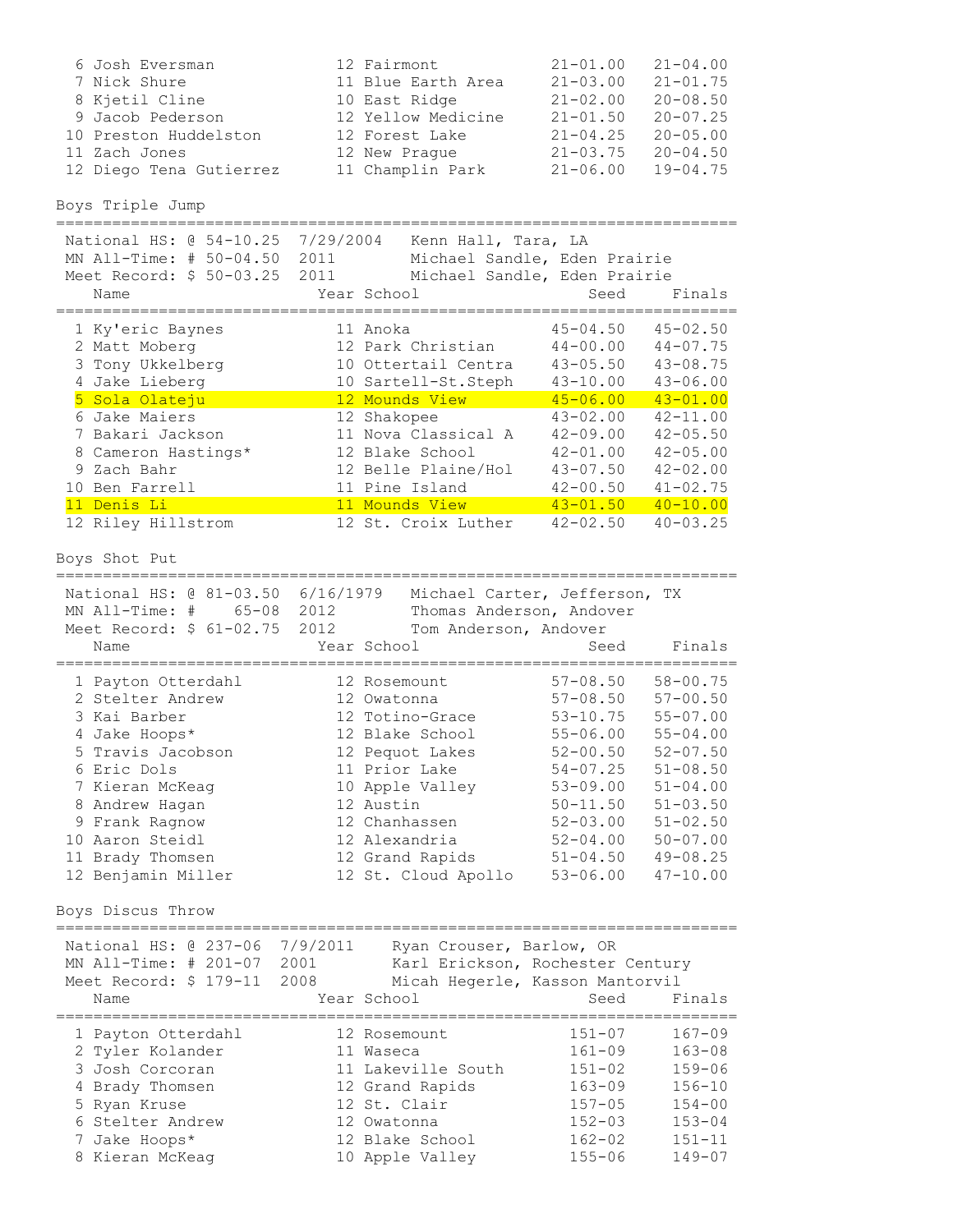| | Name | Year | School | Seed | Finals |
|---|---|---|---|---|---|
| 6 | Josh Eversman | 12 | Fairmont | 21-01.00 | 21-04.00 |
| 7 | Nick Shure | 11 | Blue Earth Area | 21-03.00 | 21-01.75 |
| 8 | Kjetil Cline | 10 | East Ridge | 21-02.00 | 20-08.50 |
| 9 | Jacob Pederson | 12 | Yellow Medicine | 21-01.50 | 20-07.25 |
| 10 | Preston Huddelston | 12 | Forest Lake | 21-04.25 | 20-05.00 |
| 11 | Zach Jones | 12 | New Prague | 21-03.75 | 20-04.50 |
| 12 | Diego Tena Gutierrez | 11 | Champlin Park | 21-06.00 | 19-04.75 |

## Boys Triple Jump

National HS: @ 54-10.25  7/29/2004  Kenn Hall, Tara, LA
MN All-Time: # 50-04.50  2011  Michael Sandle, Eden Prairie
Meet Record: $ 50-03.25  2011  Michael Sandle, Eden Prairie

| | Name | Year | School | Seed | Finals |
|---|---|---|---|---|---|
| 1 | Ky'eric Baynes | 11 | Anoka | 45-04.50 | 45-02.50 |
| 2 | Matt Moberg | 12 | Park Christian | 44-00.00 | 44-07.75 |
| 3 | Tony Ukkelberg | 10 | Ottertail Centra | 43-05.50 | 43-08.75 |
| 4 | Jake Lieberg | 10 | Sartell-St.Steph | 43-10.00 | 43-06.00 |
| 5 | Sola Olateju | 12 | Mounds View | 45-06.00 | 43-01.00 |
| 6 | Jake Maiers | 12 | Shakopee | 43-02.00 | 42-11.00 |
| 7 | Bakari Jackson | 11 | Nova Classical A | 42-09.00 | 42-05.50 |
| 8 | Cameron Hastings* | 12 | Blake School | 42-01.00 | 42-05.00 |
| 9 | Zach Bahr | 12 | Belle Plaine/Hol | 43-07.50 | 42-02.00 |
| 10 | Ben Farrell | 11 | Pine Island | 42-00.50 | 41-02.75 |
| 11 | Denis Li | 11 | Mounds View | 43-01.50 | 40-10.00 |
| 12 | Riley Hillstrom | 12 | St. Croix Luther | 42-02.50 | 40-03.25 |

## Boys Shot Put

National HS: @ 81-03.50  6/16/1979  Michael Carter, Jefferson, TX
MN All-Time: #    65-08  2012  Thomas Anderson, Andover
Meet Record: $ 61-02.75  2012  Tom Anderson, Andover

| | Name | Year | School | Seed | Finals |
|---|---|---|---|---|---|
| 1 | Payton Otterdahl | 12 | Rosemount | 57-08.50 | 58-00.75 |
| 2 | Stelter Andrew | 12 | Owatonna | 57-08.50 | 57-00.50 |
| 3 | Kai Barber | 12 | Totino-Grace | 53-10.75 | 55-07.00 |
| 4 | Jake Hoops* | 12 | Blake School | 55-06.00 | 55-04.00 |
| 5 | Travis Jacobson | 12 | Pequot Lakes | 52-00.50 | 52-07.50 |
| 6 | Eric Dols | 11 | Prior Lake | 54-07.25 | 51-08.50 |
| 7 | Kieran McKeag | 10 | Apple Valley | 53-09.00 | 51-04.00 |
| 8 | Andrew Hagan | 12 | Austin | 50-11.50 | 51-03.50 |
| 9 | Frank Ragnow | 12 | Chanhassen | 52-03.00 | 51-02.50 |
| 10 | Aaron Steidl | 12 | Alexandria | 52-04.00 | 50-07.00 |
| 11 | Brady Thomsen | 12 | Grand Rapids | 51-04.50 | 49-08.25 |
| 12 | Benjamin Miller | 12 | St. Cloud Apollo | 53-06.00 | 47-10.00 |

## Boys Discus Throw

National HS: @ 237-06  7/9/2011  Ryan Crouser, Barlow, OR
MN All-Time: # 201-07  2001  Karl Erickson, Rochester Century
Meet Record: $ 179-11  2008  Micah Hegerle, Kasson Mantorvil

| | Name | Year | School | Seed | Finals |
|---|---|---|---|---|---|
| 1 | Payton Otterdahl | 12 | Rosemount | 151-07 | 167-09 |
| 2 | Tyler Kolander | 11 | Waseca | 161-09 | 163-08 |
| 3 | Josh Corcoran | 11 | Lakeville South | 151-02 | 159-06 |
| 4 | Brady Thomsen | 12 | Grand Rapids | 163-09 | 156-10 |
| 5 | Ryan Kruse | 12 | St. Clair | 157-05 | 154-00 |
| 6 | Stelter Andrew | 12 | Owatonna | 152-03 | 153-04 |
| 7 | Jake Hoops* | 12 | Blake School | 162-02 | 151-11 |
| 8 | Kieran McKeag | 10 | Apple Valley | 155-06 | 149-07 |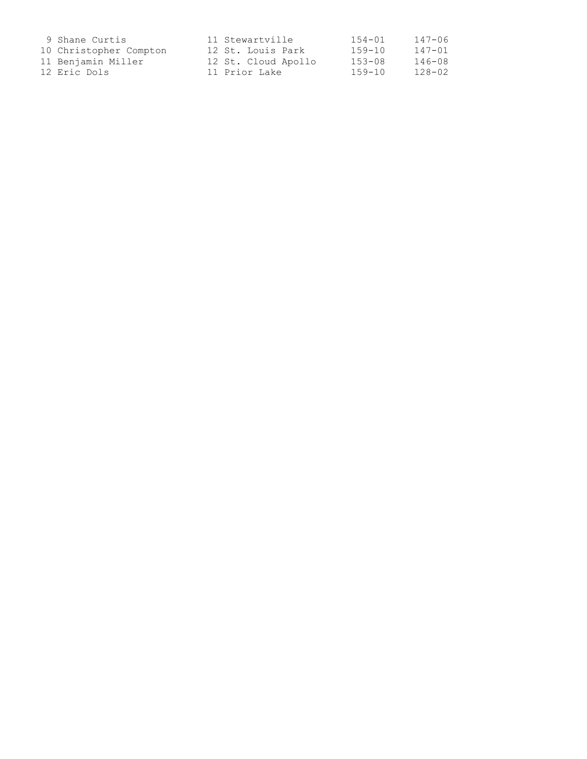| | | | | | | |
|---|---|---|---|---|---|---|
| 9 | Shane Curtis | 11 | Stewartville | 154-01 | 147-06 |
| 10 | Christopher Compton | 12 | St. Louis Park | 159-10 | 147-01 |
| 11 | Benjamin Miller | 12 | St. Cloud Apollo | 153-08 | 146-08 |
| 12 | Eric Dols | 11 | Prior Lake | 159-10 | 128-02 |